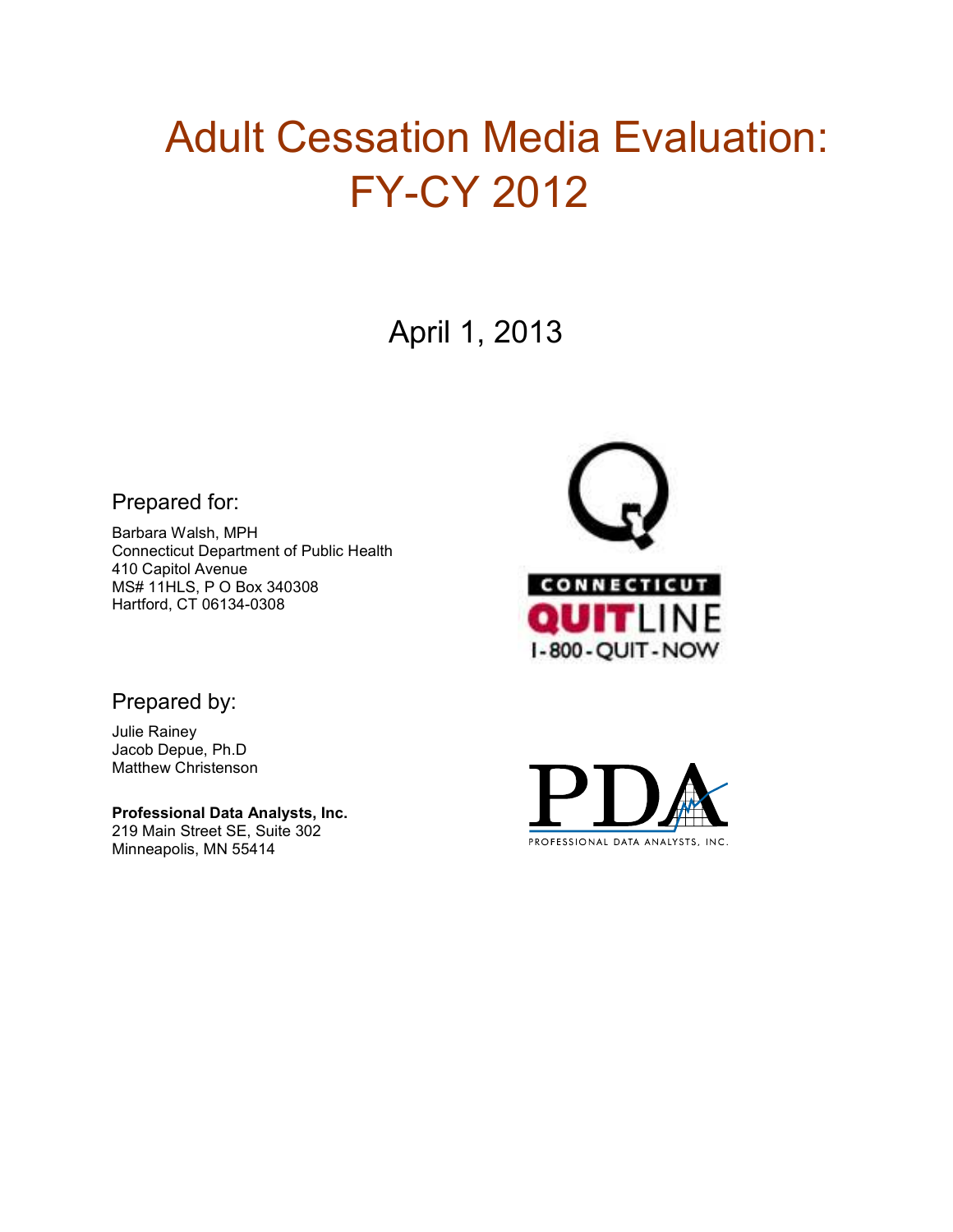# Adult Cessation Media Evaluation: FY-CY 2012

April 1, 2013

## Prepared for:

Barbara Walsh, MPH
Connecticut Department of Public Health
410 Capitol Avenue
MS# 11HLS, P O Box 340308
Hartford, CT 06134-0308

## Prepared by:

Julie Rainey
Jacob Depue, Ph.D
Matthew Christenson

**Professional Data Analysts, Inc.**
219 Main Street SE, Suite 302
Minneapolis, MN 55414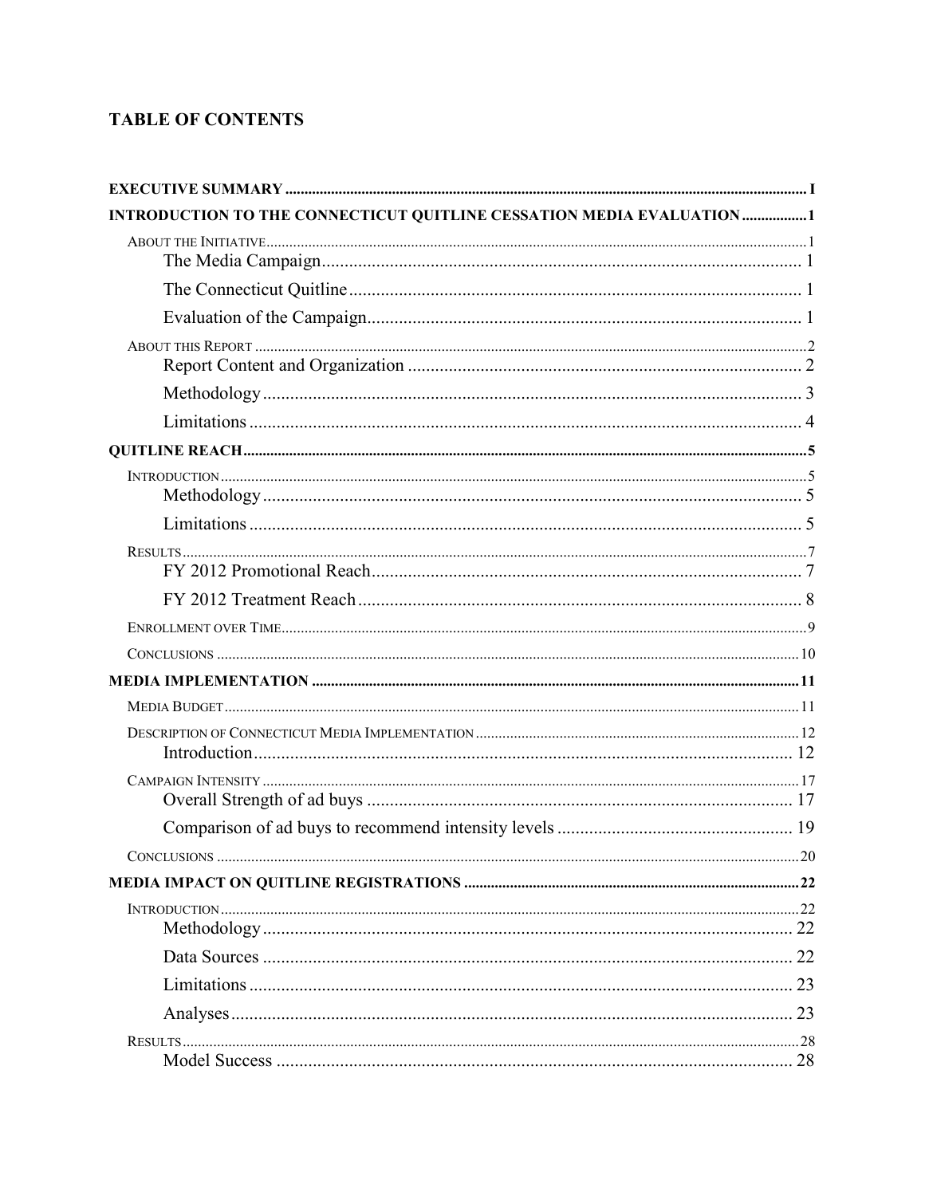# TABLE OF CONTENTS

**EXECUTIVE SUMMARY** ..... I

**INTRODUCTION TO THE CONNECTICUT QUITLINE CESSATION MEDIA EVALUATION** ..... 1

- ABOUT THE INITIATIVE ..... 1
  - The Media Campaign ..... 1
  - The Connecticut Quitline ..... 1
  - Evaluation of the Campaign ..... 1
- ABOUT THIS REPORT ..... 2
  - Report Content and Organization ..... 2
  - Methodology ..... 3
  - Limitations ..... 4

**QUITLINE REACH** ..... 5

- INTRODUCTION ..... 5
  - Methodology ..... 5
  - Limitations ..... 5
- RESULTS ..... 7
  - FY 2012 Promotional Reach ..... 7
  - FY 2012 Treatment Reach ..... 8
- ENROLLMENT OVER TIME ..... 9
- CONCLUSIONS ..... 10

**MEDIA IMPLEMENTATION** ..... 11

- MEDIA BUDGET ..... 11
- DESCRIPTION OF CONNECTICUT MEDIA IMPLEMENTATION ..... 12
  - Introduction ..... 12
- CAMPAIGN INTENSITY ..... 17
  - Overall Strength of ad buys ..... 17
  - Comparison of ad buys to recommend intensity levels ..... 19
- CONCLUSIONS ..... 20

**MEDIA IMPACT ON QUITLINE REGISTRATIONS** ..... 22

- INTRODUCTION ..... 22
  - Methodology ..... 22
  - Data Sources ..... 22
  - Limitations ..... 23
  - Analyses ..... 23
- RESULTS ..... 28
  - Model Success ..... 28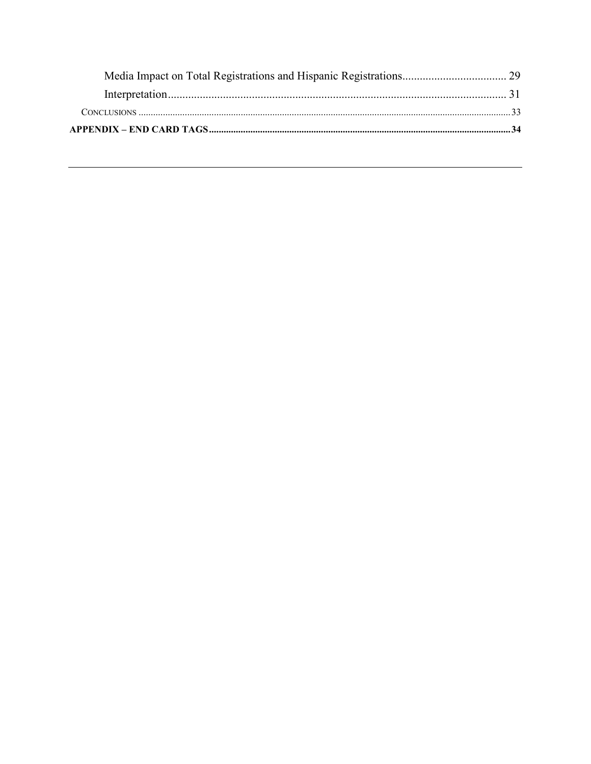Media Impact on Total Registrations and Hispanic Registrations.................................... 29

Interpretation...................................................................................................................... 31

CONCLUSIONS ........................................................................................................................................................ 33

**APPENDIX – END CARD TAGS..........................................................................................................................34**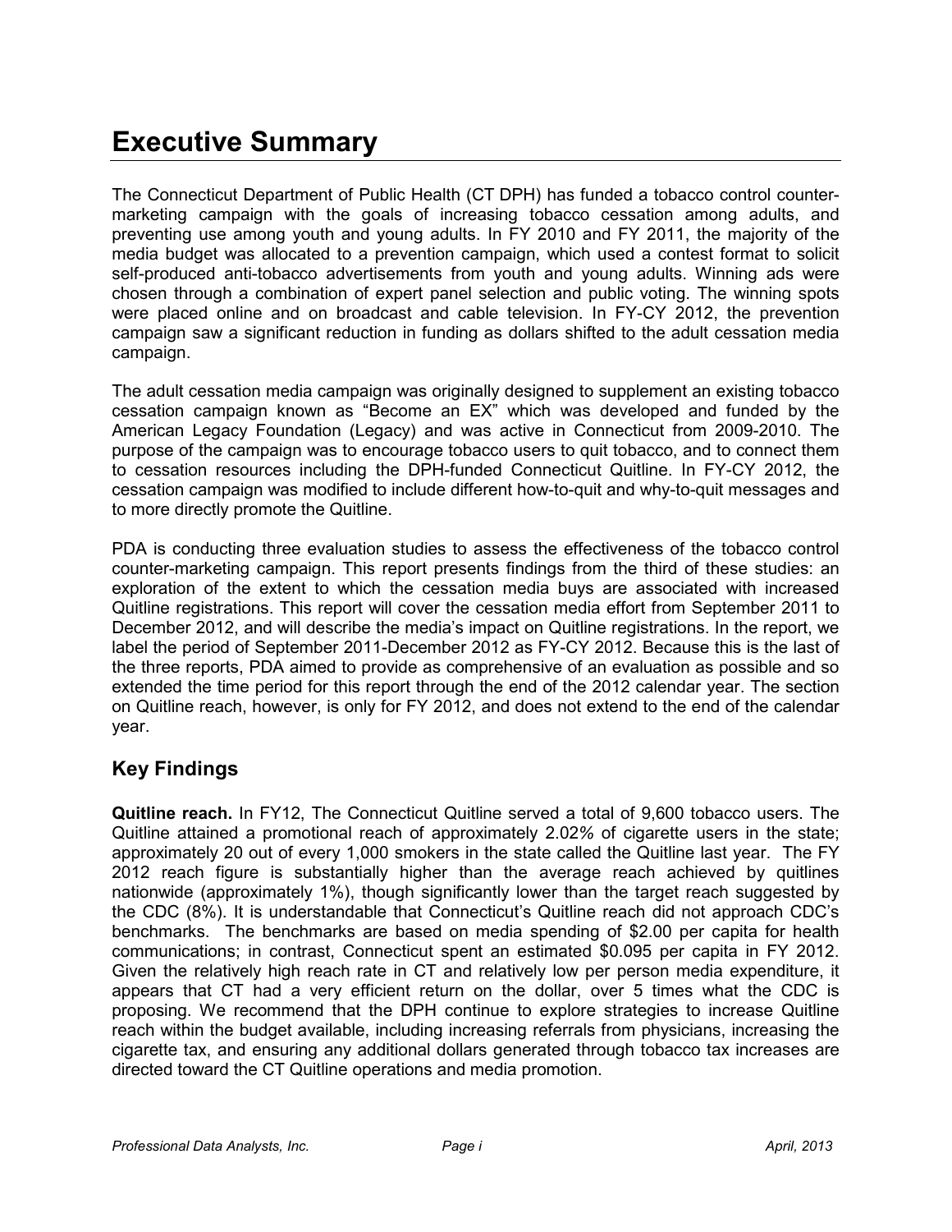# Executive Summary

The Connecticut Department of Public Health (CT DPH) has funded a tobacco control counter-marketing campaign with the goals of increasing tobacco cessation among adults, and preventing use among youth and young adults. In FY 2010 and FY 2011, the majority of the media budget was allocated to a prevention campaign, which used a contest format to solicit self-produced anti-tobacco advertisements from youth and young adults. Winning ads were chosen through a combination of expert panel selection and public voting. The winning spots were placed online and on broadcast and cable television. In FY-CY 2012, the prevention campaign saw a significant reduction in funding as dollars shifted to the adult cessation media campaign.

The adult cessation media campaign was originally designed to supplement an existing tobacco cessation campaign known as "Become an EX" which was developed and funded by the American Legacy Foundation (Legacy) and was active in Connecticut from 2009-2010. The purpose of the campaign was to encourage tobacco users to quit tobacco, and to connect them to cessation resources including the DPH-funded Connecticut Quitline. In FY-CY 2012, the cessation campaign was modified to include different how-to-quit and why-to-quit messages and to more directly promote the Quitline.

PDA is conducting three evaluation studies to assess the effectiveness of the tobacco control counter-marketing campaign. This report presents findings from the third of these studies: an exploration of the extent to which the cessation media buys are associated with increased Quitline registrations. This report will cover the cessation media effort from September 2011 to December 2012, and will describe the media's impact on Quitline registrations. In the report, we label the period of September 2011-December 2012 as FY-CY 2012. Because this is the last of the three reports, PDA aimed to provide as comprehensive of an evaluation as possible and so extended the time period for this report through the end of the 2012 calendar year. The section on Quitline reach, however, is only for FY 2012, and does not extend to the end of the calendar year.

## Key Findings

**Quitline reach.** In FY12, The Connecticut Quitline served a total of 9,600 tobacco users. The Quitline attained a promotional reach of approximately 2.02% of cigarette users in the state; approximately 20 out of every 1,000 smokers in the state called the Quitline last year. The FY 2012 reach figure is substantially higher than the average reach achieved by quitlines nationwide (approximately 1%), though significantly lower than the target reach suggested by the CDC (8%). It is understandable that Connecticut's Quitline reach did not approach CDC's benchmarks. The benchmarks are based on media spending of $2.00 per capita for health communications; in contrast, Connecticut spent an estimated $0.095 per capita in FY 2012. Given the relatively high reach rate in CT and relatively low per person media expenditure, it appears that CT had a very efficient return on the dollar, over 5 times what the CDC is proposing. We recommend that the DPH continue to explore strategies to increase Quitline reach within the budget available, including increasing referrals from physicians, increasing the cigarette tax, and ensuring any additional dollars generated through tobacco tax increases are directed toward the CT Quitline operations and media promotion.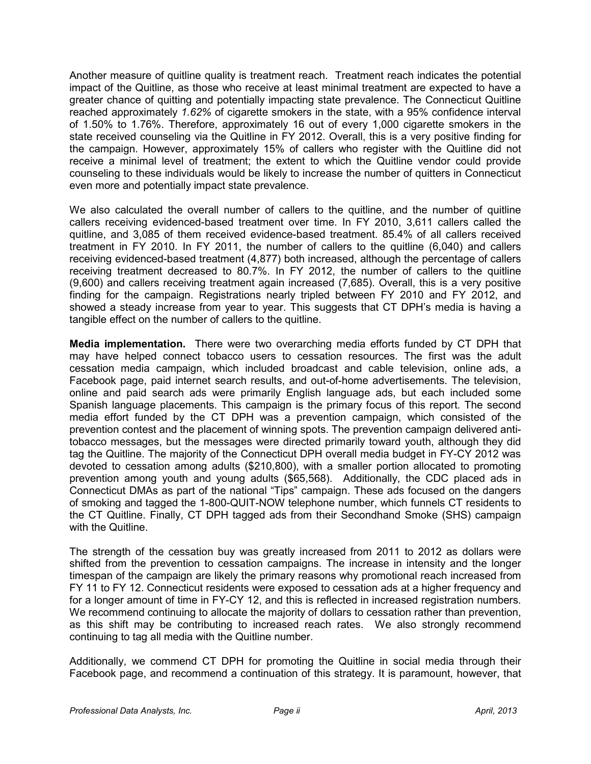Another measure of quitline quality is treatment reach. Treatment reach indicates the potential impact of the Quitline, as those who receive at least minimal treatment are expected to have a greater chance of quitting and potentially impacting state prevalence. The Connecticut Quitline reached approximately *1.62%* of cigarette smokers in the state, with a 95% confidence interval of 1.50% to 1.76%. Therefore, approximately 16 out of every 1,000 cigarette smokers in the state received counseling via the Quitline in FY 2012. Overall, this is a very positive finding for the campaign. However, approximately 15% of callers who register with the Quitline did not receive a minimal level of treatment; the extent to which the Quitline vendor could provide counseling to these individuals would be likely to increase the number of quitters in Connecticut even more and potentially impact state prevalence.

We also calculated the overall number of callers to the quitline, and the number of quitline callers receiving evidenced-based treatment over time. In FY 2010, 3,611 callers called the quitline, and 3,085 of them received evidence-based treatment. 85.4% of all callers received treatment in FY 2010. In FY 2011, the number of callers to the quitline (6,040) and callers receiving evidenced-based treatment (4,877) both increased, although the percentage of callers receiving treatment decreased to 80.7%. In FY 2012, the number of callers to the quitline (9,600) and callers receiving treatment again increased (7,685). Overall, this is a very positive finding for the campaign. Registrations nearly tripled between FY 2010 and FY 2012, and showed a steady increase from year to year. This suggests that CT DPH's media is having a tangible effect on the number of callers to the quitline.

**Media implementation.** There were two overarching media efforts funded by CT DPH that may have helped connect tobacco users to cessation resources. The first was the adult cessation media campaign, which included broadcast and cable television, online ads, a Facebook page, paid internet search results, and out-of-home advertisements. The television, online and paid search ads were primarily English language ads, but each included some Spanish language placements. This campaign is the primary focus of this report. The second media effort funded by the CT DPH was a prevention campaign, which consisted of the prevention contest and the placement of winning spots. The prevention campaign delivered anti-tobacco messages, but the messages were directed primarily toward youth, although they did tag the Quitline. The majority of the Connecticut DPH overall media budget in FY-CY 2012 was devoted to cessation among adults ($210,800), with a smaller portion allocated to promoting prevention among youth and young adults ($65,568). Additionally, the CDC placed ads in Connecticut DMAs as part of the national "Tips" campaign. These ads focused on the dangers of smoking and tagged the 1-800-QUIT-NOW telephone number, which funnels CT residents to the CT Quitline. Finally, CT DPH tagged ads from their Secondhand Smoke (SHS) campaign with the Quitline.

The strength of the cessation buy was greatly increased from 2011 to 2012 as dollars were shifted from the prevention to cessation campaigns. The increase in intensity and the longer timespan of the campaign are likely the primary reasons why promotional reach increased from FY 11 to FY 12. Connecticut residents were exposed to cessation ads at a higher frequency and for a longer amount of time in FY-CY 12, and this is reflected in increased registration numbers. We recommend continuing to allocate the majority of dollars to cessation rather than prevention, as this shift may be contributing to increased reach rates. We also strongly recommend continuing to tag all media with the Quitline number.

Additionally, we commend CT DPH for promoting the Quitline in social media through their Facebook page, and recommend a continuation of this strategy. It is paramount, however, that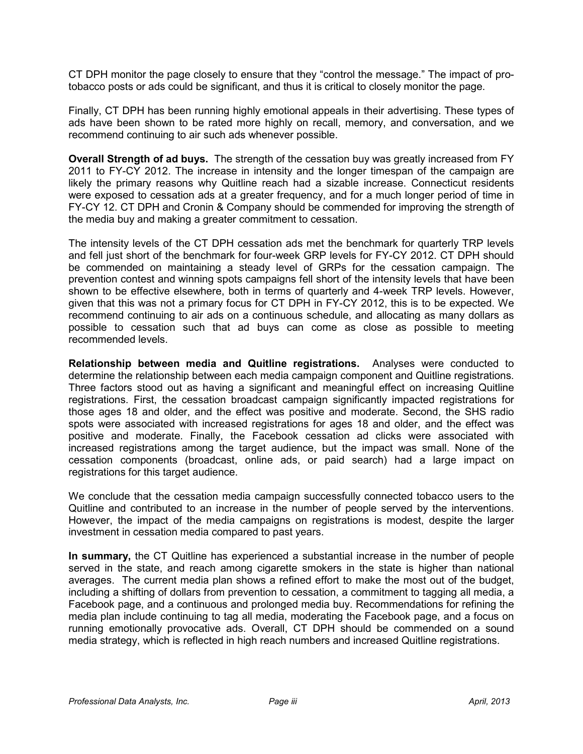CT DPH monitor the page closely to ensure that they "control the message." The impact of pro-tobacco posts or ads could be significant, and thus it is critical to closely monitor the page.

Finally, CT DPH has been running highly emotional appeals in their advertising. These types of ads have been shown to be rated more highly on recall, memory, and conversation, and we recommend continuing to air such ads whenever possible.

**Overall Strength of ad buys.** The strength of the cessation buy was greatly increased from FY 2011 to FY-CY 2012. The increase in intensity and the longer timespan of the campaign are likely the primary reasons why Quitline reach had a sizable increase. Connecticut residents were exposed to cessation ads at a greater frequency, and for a much longer period of time in FY-CY 12. CT DPH and Cronin & Company should be commended for improving the strength of the media buy and making a greater commitment to cessation.

The intensity levels of the CT DPH cessation ads met the benchmark for quarterly TRP levels and fell just short of the benchmark for four-week GRP levels for FY-CY 2012. CT DPH should be commended on maintaining a steady level of GRPs for the cessation campaign. The prevention contest and winning spots campaigns fell short of the intensity levels that have been shown to be effective elsewhere, both in terms of quarterly and 4-week TRP levels. However, given that this was not a primary focus for CT DPH in FY-CY 2012, this is to be expected. We recommend continuing to air ads on a continuous schedule, and allocating as many dollars as possible to cessation such that ad buys can come as close as possible to meeting recommended levels.

**Relationship between media and Quitline registrations.** Analyses were conducted to determine the relationship between each media campaign component and Quitline registrations. Three factors stood out as having a significant and meaningful effect on increasing Quitline registrations. First, the cessation broadcast campaign significantly impacted registrations for those ages 18 and older, and the effect was positive and moderate. Second, the SHS radio spots were associated with increased registrations for ages 18 and older, and the effect was positive and moderate. Finally, the Facebook cessation ad clicks were associated with increased registrations among the target audience, but the impact was small. None of the cessation components (broadcast, online ads, or paid search) had a large impact on registrations for this target audience.

We conclude that the cessation media campaign successfully connected tobacco users to the Quitline and contributed to an increase in the number of people served by the interventions. However, the impact of the media campaigns on registrations is modest, despite the larger investment in cessation media compared to past years.

**In summary,** the CT Quitline has experienced a substantial increase in the number of people served in the state, and reach among cigarette smokers in the state is higher than national averages. The current media plan shows a refined effort to make the most out of the budget, including a shifting of dollars from prevention to cessation, a commitment to tagging all media, a Facebook page, and a continuous and prolonged media buy. Recommendations for refining the media plan include continuing to tag all media, moderating the Facebook page, and a focus on running emotionally provocative ads. Overall, CT DPH should be commended on a sound media strategy, which is reflected in high reach numbers and increased Quitline registrations.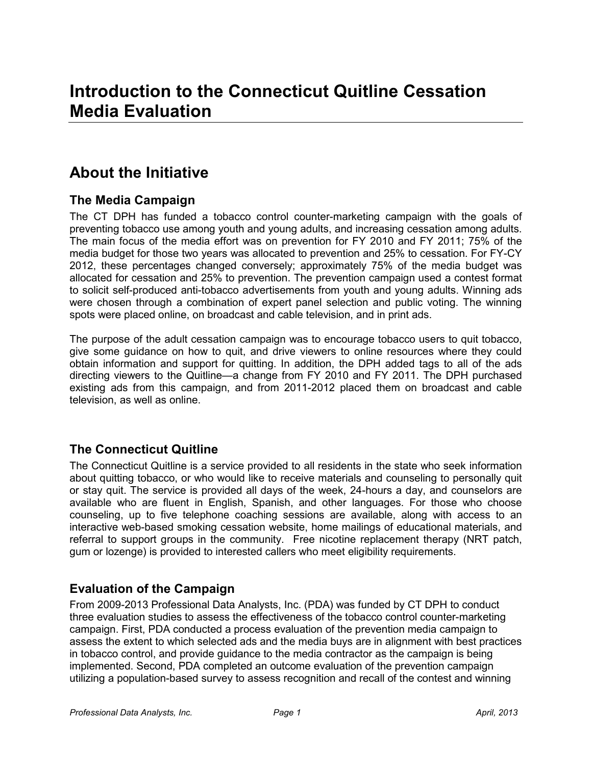# Introduction to the Connecticut Quitline Cessation Media Evaluation

## About the Initiative

### The Media Campaign

The CT DPH has funded a tobacco control counter-marketing campaign with the goals of preventing tobacco use among youth and young adults, and increasing cessation among adults. The main focus of the media effort was on prevention for FY 2010 and FY 2011; 75% of the media budget for those two years was allocated to prevention and 25% to cessation. For FY-CY 2012, these percentages changed conversely; approximately 75% of the media budget was allocated for cessation and 25% to prevention. The prevention campaign used a contest format to solicit self-produced anti-tobacco advertisements from youth and young adults. Winning ads were chosen through a combination of expert panel selection and public voting. The winning spots were placed online, on broadcast and cable television, and in print ads.

The purpose of the adult cessation campaign was to encourage tobacco users to quit tobacco, give some guidance on how to quit, and drive viewers to online resources where they could obtain information and support for quitting. In addition, the DPH added tags to all of the ads directing viewers to the Quitline—a change from FY 2010 and FY 2011. The DPH purchased existing ads from this campaign, and from 2011-2012 placed them on broadcast and cable television, as well as online.

### The Connecticut Quitline

The Connecticut Quitline is a service provided to all residents in the state who seek information about quitting tobacco, or who would like to receive materials and counseling to personally quit or stay quit. The service is provided all days of the week, 24-hours a day, and counselors are available who are fluent in English, Spanish, and other languages. For those who choose counseling, up to five telephone coaching sessions are available, along with access to an interactive web-based smoking cessation website, home mailings of educational materials, and referral to support groups in the community. Free nicotine replacement therapy (NRT patch, gum or lozenge) is provided to interested callers who meet eligibility requirements.

### Evaluation of the Campaign

From 2009-2013 Professional Data Analysts, Inc. (PDA) was funded by CT DPH to conduct three evaluation studies to assess the effectiveness of the tobacco control counter-marketing campaign. First, PDA conducted a process evaluation of the prevention media campaign to assess the extent to which selected ads and the media buys are in alignment with best practices in tobacco control, and provide guidance to the media contractor as the campaign is being implemented. Second, PDA completed an outcome evaluation of the prevention campaign utilizing a population-based survey to assess recognition and recall of the contest and winning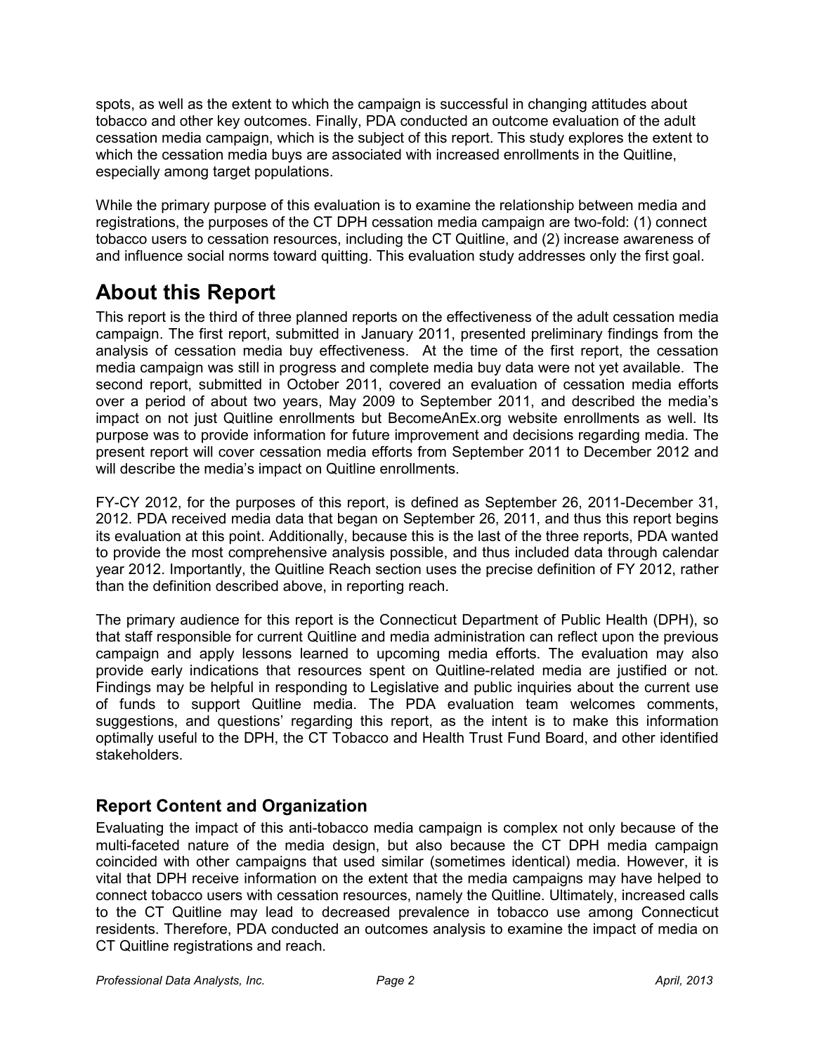spots, as well as the extent to which the campaign is successful in changing attitudes about tobacco and other key outcomes. Finally, PDA conducted an outcome evaluation of the adult cessation media campaign, which is the subject of this report. This study explores the extent to which the cessation media buys are associated with increased enrollments in the Quitline, especially among target populations.

While the primary purpose of this evaluation is to examine the relationship between media and registrations, the purposes of the CT DPH cessation media campaign are two-fold: (1) connect tobacco users to cessation resources, including the CT Quitline, and (2) increase awareness of and influence social norms toward quitting. This evaluation study addresses only the first goal.

# About this Report

This report is the third of three planned reports on the effectiveness of the adult cessation media campaign. The first report, submitted in January 2011, presented preliminary findings from the analysis of cessation media buy effectiveness. At the time of the first report, the cessation media campaign was still in progress and complete media buy data were not yet available. The second report, submitted in October 2011, covered an evaluation of cessation media efforts over a period of about two years, May 2009 to September 2011, and described the media's impact on not just Quitline enrollments but BecomeAnEx.org website enrollments as well. Its purpose was to provide information for future improvement and decisions regarding media. The present report will cover cessation media efforts from September 2011 to December 2012 and will describe the media's impact on Quitline enrollments.

FY-CY 2012, for the purposes of this report, is defined as September 26, 2011-December 31, 2012. PDA received media data that began on September 26, 2011, and thus this report begins its evaluation at this point. Additionally, because this is the last of the three reports, PDA wanted to provide the most comprehensive analysis possible, and thus included data through calendar year 2012. Importantly, the Quitline Reach section uses the precise definition of FY 2012, rather than the definition described above, in reporting reach.

The primary audience for this report is the Connecticut Department of Public Health (DPH), so that staff responsible for current Quitline and media administration can reflect upon the previous campaign and apply lessons learned to upcoming media efforts. The evaluation may also provide early indications that resources spent on Quitline-related media are justified or not. Findings may be helpful in responding to Legislative and public inquiries about the current use of funds to support Quitline media. The PDA evaluation team welcomes comments, suggestions, and questions' regarding this report, as the intent is to make this information optimally useful to the DPH, the CT Tobacco and Health Trust Fund Board, and other identified stakeholders.

## Report Content and Organization

Evaluating the impact of this anti-tobacco media campaign is complex not only because of the multi-faceted nature of the media design, but also because the CT DPH media campaign coincided with other campaigns that used similar (sometimes identical) media. However, it is vital that DPH receive information on the extent that the media campaigns may have helped to connect tobacco users with cessation resources, namely the Quitline. Ultimately, increased calls to the CT Quitline may lead to decreased prevalence in tobacco use among Connecticut residents. Therefore, PDA conducted an outcomes analysis to examine the impact of media on CT Quitline registrations and reach.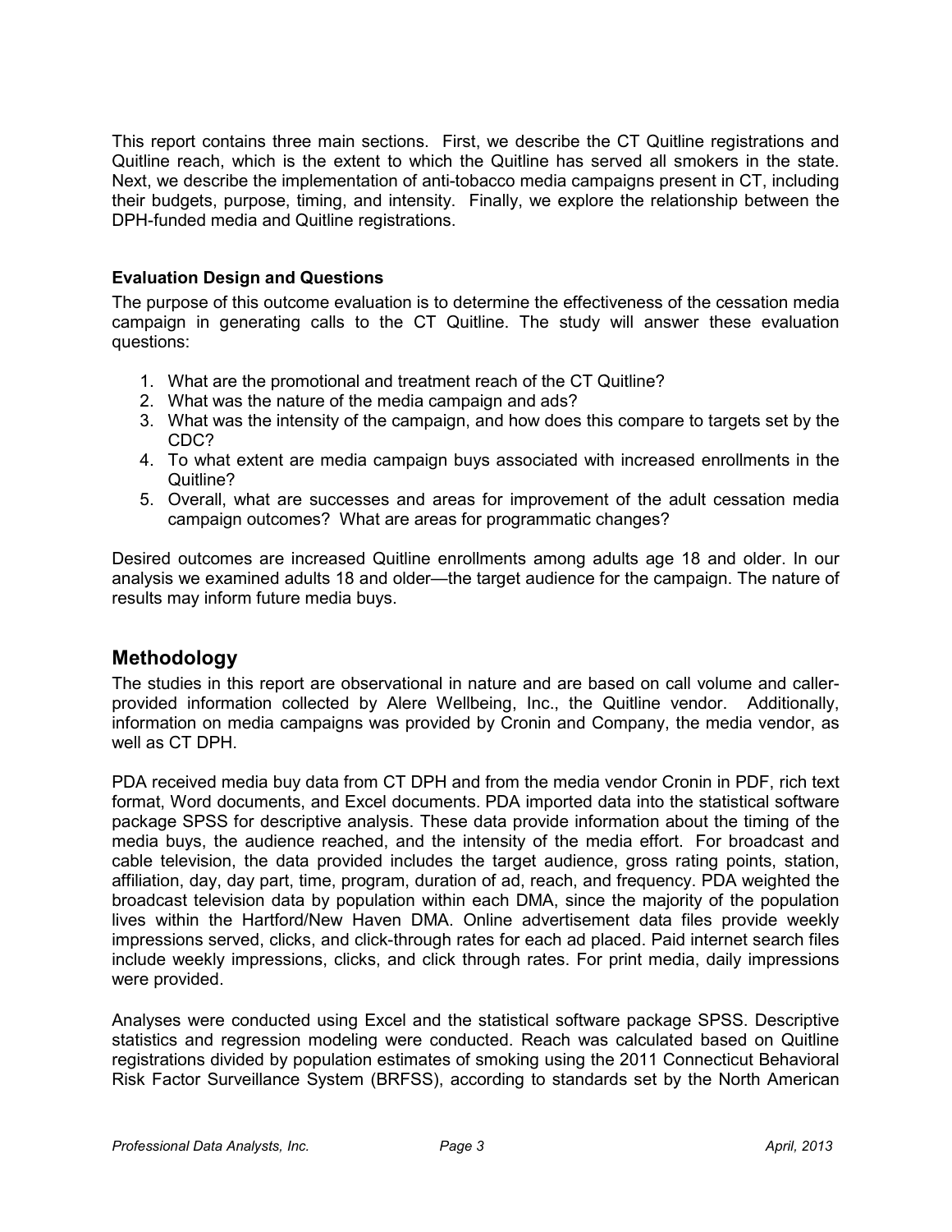This report contains three main sections. First, we describe the CT Quitline registrations and Quitline reach, which is the extent to which the Quitline has served all smokers in the state. Next, we describe the implementation of anti-tobacco media campaigns present in CT, including their budgets, purpose, timing, and intensity. Finally, we explore the relationship between the DPH-funded media and Quitline registrations.

### Evaluation Design and Questions

The purpose of this outcome evaluation is to determine the effectiveness of the cessation media campaign in generating calls to the CT Quitline. The study will answer these evaluation questions:

1. What are the promotional and treatment reach of the CT Quitline?
2. What was the nature of the media campaign and ads?
3. What was the intensity of the campaign, and how does this compare to targets set by the CDC?
4. To what extent are media campaign buys associated with increased enrollments in the Quitline?
5. Overall, what are successes and areas for improvement of the adult cessation media campaign outcomes? What are areas for programmatic changes?

Desired outcomes are increased Quitline enrollments among adults age 18 and older. In our analysis we examined adults 18 and older—the target audience for the campaign. The nature of results may inform future media buys.

## Methodology

The studies in this report are observational in nature and are based on call volume and caller-provided information collected by Alere Wellbeing, Inc., the Quitline vendor. Additionally, information on media campaigns was provided by Cronin and Company, the media vendor, as well as CT DPH.

PDA received media buy data from CT DPH and from the media vendor Cronin in PDF, rich text format, Word documents, and Excel documents. PDA imported data into the statistical software package SPSS for descriptive analysis. These data provide information about the timing of the media buys, the audience reached, and the intensity of the media effort. For broadcast and cable television, the data provided includes the target audience, gross rating points, station, affiliation, day, day part, time, program, duration of ad, reach, and frequency. PDA weighted the broadcast television data by population within each DMA, since the majority of the population lives within the Hartford/New Haven DMA. Online advertisement data files provide weekly impressions served, clicks, and click-through rates for each ad placed. Paid internet search files include weekly impressions, clicks, and click through rates. For print media, daily impressions were provided.

Analyses were conducted using Excel and the statistical software package SPSS. Descriptive statistics and regression modeling were conducted. Reach was calculated based on Quitline registrations divided by population estimates of smoking using the 2011 Connecticut Behavioral Risk Factor Surveillance System (BRFSS), according to standards set by the North American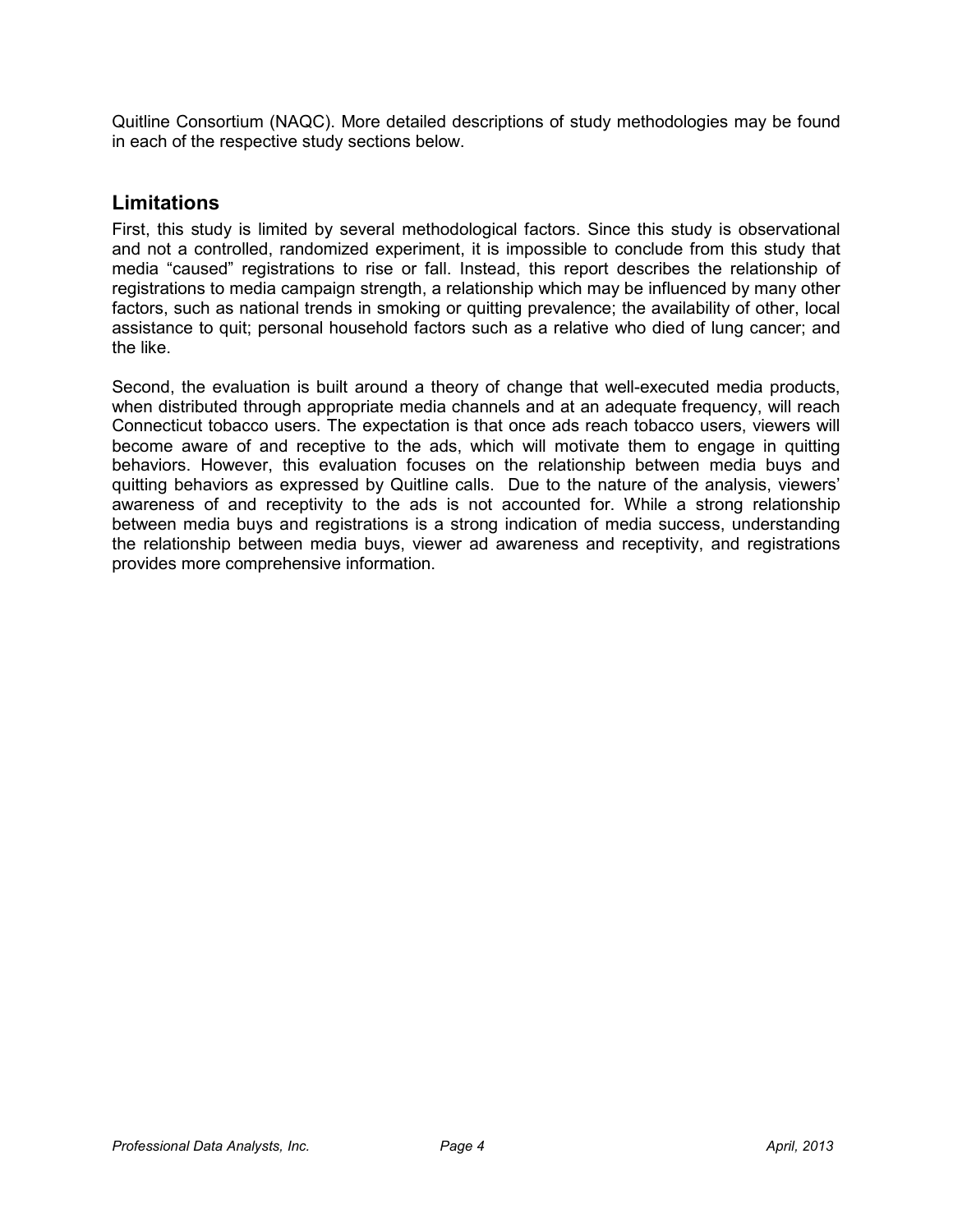Quitline Consortium (NAQC). More detailed descriptions of study methodologies may be found in each of the respective study sections below.

## Limitations

First, this study is limited by several methodological factors. Since this study is observational and not a controlled, randomized experiment, it is impossible to conclude from this study that media "caused" registrations to rise or fall. Instead, this report describes the relationship of registrations to media campaign strength, a relationship which may be influenced by many other factors, such as national trends in smoking or quitting prevalence; the availability of other, local assistance to quit; personal household factors such as a relative who died of lung cancer; and the like.

Second, the evaluation is built around a theory of change that well-executed media products, when distributed through appropriate media channels and at an adequate frequency, will reach Connecticut tobacco users. The expectation is that once ads reach tobacco users, viewers will become aware of and receptive to the ads, which will motivate them to engage in quitting behaviors. However, this evaluation focuses on the relationship between media buys and quitting behaviors as expressed by Quitline calls. Due to the nature of the analysis, viewers' awareness of and receptivity to the ads is not accounted for. While a strong relationship between media buys and registrations is a strong indication of media success, understanding the relationship between media buys, viewer ad awareness and receptivity, and registrations provides more comprehensive information.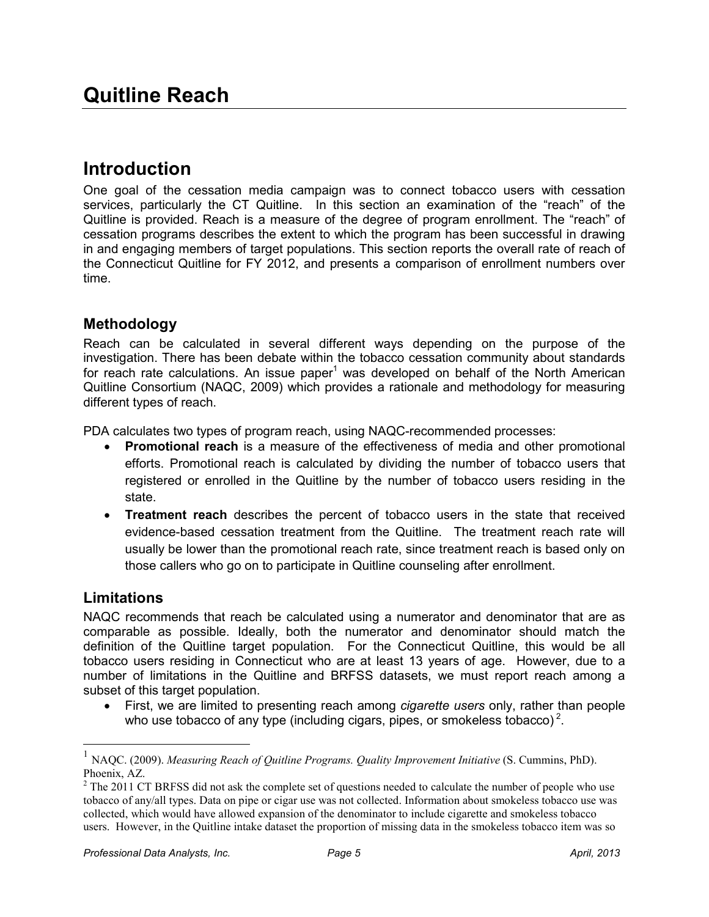# Quitline Reach

## Introduction

One goal of the cessation media campaign was to connect tobacco users with cessation services, particularly the CT Quitline. In this section an examination of the "reach" of the Quitline is provided. Reach is a measure of the degree of program enrollment. The "reach" of cessation programs describes the extent to which the program has been successful in drawing in and engaging members of target populations. This section reports the overall rate of reach of the Connecticut Quitline for FY 2012, and presents a comparison of enrollment numbers over time.

### Methodology

Reach can be calculated in several different ways depending on the purpose of the investigation. There has been debate within the tobacco cessation community about standards for reach rate calculations. An issue paper[1] was developed on behalf of the North American Quitline Consortium (NAQC, 2009) which provides a rationale and methodology for measuring different types of reach.

PDA calculates two types of program reach, using NAQC-recommended processes:

- **Promotional reach** is a measure of the effectiveness of media and other promotional efforts. Promotional reach is calculated by dividing the number of tobacco users that registered or enrolled in the Quitline by the number of tobacco users residing in the state.
- **Treatment reach** describes the percent of tobacco users in the state that received evidence-based cessation treatment from the Quitline. The treatment reach rate will usually be lower than the promotional reach rate, since treatment reach is based only on those callers who go on to participate in Quitline counseling after enrollment.

### Limitations

NAQC recommends that reach be calculated using a numerator and denominator that are as comparable as possible. Ideally, both the numerator and denominator should match the definition of the Quitline target population. For the Connecticut Quitline, this would be all tobacco users residing in Connecticut who are at least 13 years of age. However, due to a number of limitations in the Quitline and BRFSS datasets, we must report reach among a subset of this target population.

- First, we are limited to presenting reach among *cigarette users* only, rather than people who use tobacco of any type (including cigars, pipes, or smokeless tobacco)[2].

---

[1] NAQC. (2009). *Measuring Reach of Quitline Programs. Quality Improvement Initiative* (S. Cummins, PhD). Phoenix, AZ.

[2] The 2011 CT BRFSS did not ask the complete set of questions needed to calculate the number of people who use tobacco of any/all types. Data on pipe or cigar use was not collected. Information about smokeless tobacco use was collected, which would have allowed expansion of the denominator to include cigarette and smokeless tobacco users. However, in the Quitline intake dataset the proportion of missing data in the smokeless tobacco item was so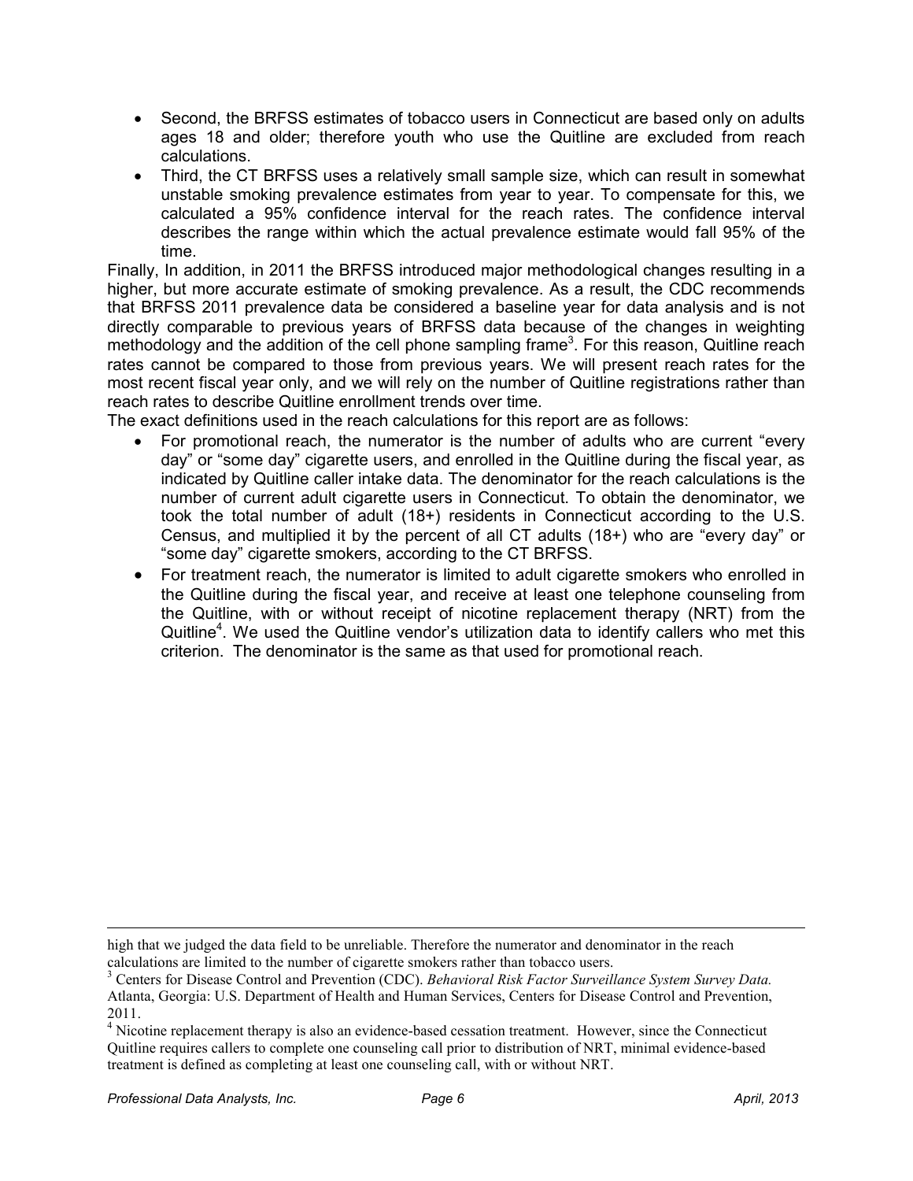- Second, the BRFSS estimates of tobacco users in Connecticut are based only on adults ages 18 and older; therefore youth who use the Quitline are excluded from reach calculations.
- Third, the CT BRFSS uses a relatively small sample size, which can result in somewhat unstable smoking prevalence estimates from year to year. To compensate for this, we calculated a 95% confidence interval for the reach rates. The confidence interval describes the range within which the actual prevalence estimate would fall 95% of the time.

Finally, In addition, in 2011 the BRFSS introduced major methodological changes resulting in a higher, but more accurate estimate of smoking prevalence. As a result, the CDC recommends that BRFSS 2011 prevalence data be considered a baseline year for data analysis and is not directly comparable to previous years of BRFSS data because of the changes in weighting methodology and the addition of the cell phone sampling frame[3]. For this reason, Quitline reach rates cannot be compared to those from previous years. We will present reach rates for the most recent fiscal year only, and we will rely on the number of Quitline registrations rather than reach rates to describe Quitline enrollment trends over time.

The exact definitions used in the reach calculations for this report are as follows:

- For promotional reach, the numerator is the number of adults who are current "every day" or "some day" cigarette users, and enrolled in the Quitline during the fiscal year, as indicated by Quitline caller intake data. The denominator for the reach calculations is the number of current adult cigarette users in Connecticut. To obtain the denominator, we took the total number of adult (18+) residents in Connecticut according to the U.S. Census, and multiplied it by the percent of all CT adults (18+) who are "every day" or "some day" cigarette smokers, according to the CT BRFSS.
- For treatment reach, the numerator is limited to adult cigarette smokers who enrolled in the Quitline during the fiscal year, and receive at least one telephone counseling from the Quitline, with or without receipt of nicotine replacement therapy (NRT) from the Quitline[4]. We used the Quitline vendor's utilization data to identify callers who met this criterion. The denominator is the same as that used for promotional reach.

---

high that we judged the data field to be unreliable. Therefore the numerator and denominator in the reach calculations are limited to the number of cigarette smokers rather than tobacco users.

[3] Centers for Disease Control and Prevention (CDC). *Behavioral Risk Factor Surveillance System Survey Data.* Atlanta, Georgia: U.S. Department of Health and Human Services, Centers for Disease Control and Prevention, 2011.

[4] Nicotine replacement therapy is also an evidence-based cessation treatment. However, since the Connecticut Quitline requires callers to complete one counseling call prior to distribution of NRT, minimal evidence-based treatment is defined as completing at least one counseling call, with or without NRT.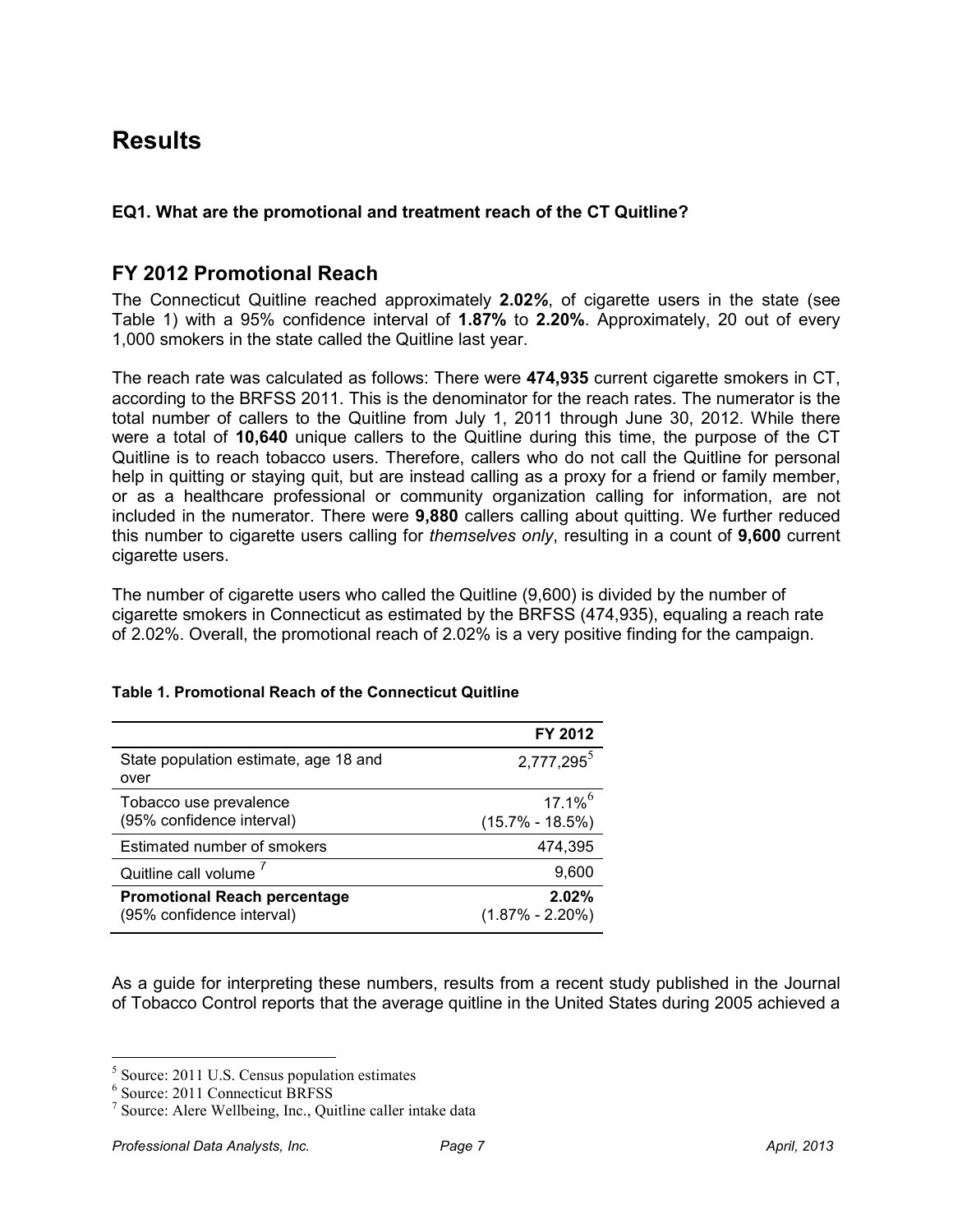# Results

**EQ1. What are the promotional and treatment reach of the CT Quitline?**

## FY 2012 Promotional Reach

The Connecticut Quitline reached approximately **2.02%**, of cigarette users in the state (see Table 1) with a 95% confidence interval of **1.87%** to **2.20%**. Approximately, 20 out of every 1,000 smokers in the state called the Quitline last year.

The reach rate was calculated as follows: There were **474,935** current cigarette smokers in CT, according to the BRFSS 2011. This is the denominator for the reach rates. The numerator is the total number of callers to the Quitline from July 1, 2011 through June 30, 2012. While there were a total of **10,640** unique callers to the Quitline during this time, the purpose of the CT Quitline is to reach tobacco users. Therefore, callers who do not call the Quitline for personal help in quitting or staying quit, but are instead calling as a proxy for a friend or family member, or as a healthcare professional or community organization calling for information, are not included in the numerator. There were **9,880** callers calling about quitting. We further reduced this number to cigarette users calling for *themselves only*, resulting in a count of **9,600** current cigarette users.

The number of cigarette users who called the Quitline (9,600) is divided by the number of cigarette smokers in Connecticut as estimated by the BRFSS (474,935), equaling a reach rate of 2.02%. Overall, the promotional reach of 2.02% is a very positive finding for the campaign.

**Table 1. Promotional Reach of the Connecticut Quitline**

| | FY 2012 |
|---|---|
| State population estimate, age 18 and over | 2,777,295[5] |
| Tobacco use prevalence (95% confidence interval) | 17.1%[6] (15.7% - 18.5%) |
| Estimated number of smokers | 474,395 |
| Quitline call volume [7] | 9,600 |
| **Promotional Reach percentage** (95% confidence interval) | **2.02%** (1.87% - 2.20%) |

As a guide for interpreting these numbers, results from a recent study published in the Journal of Tobacco Control reports that the average quitline in the United States during 2005 achieved a

[5] Source: 2011 U.S. Census population estimates

[6] Source: 2011 Connecticut BRFSS

[7] Source: Alere Wellbeing, Inc., Quitline caller intake data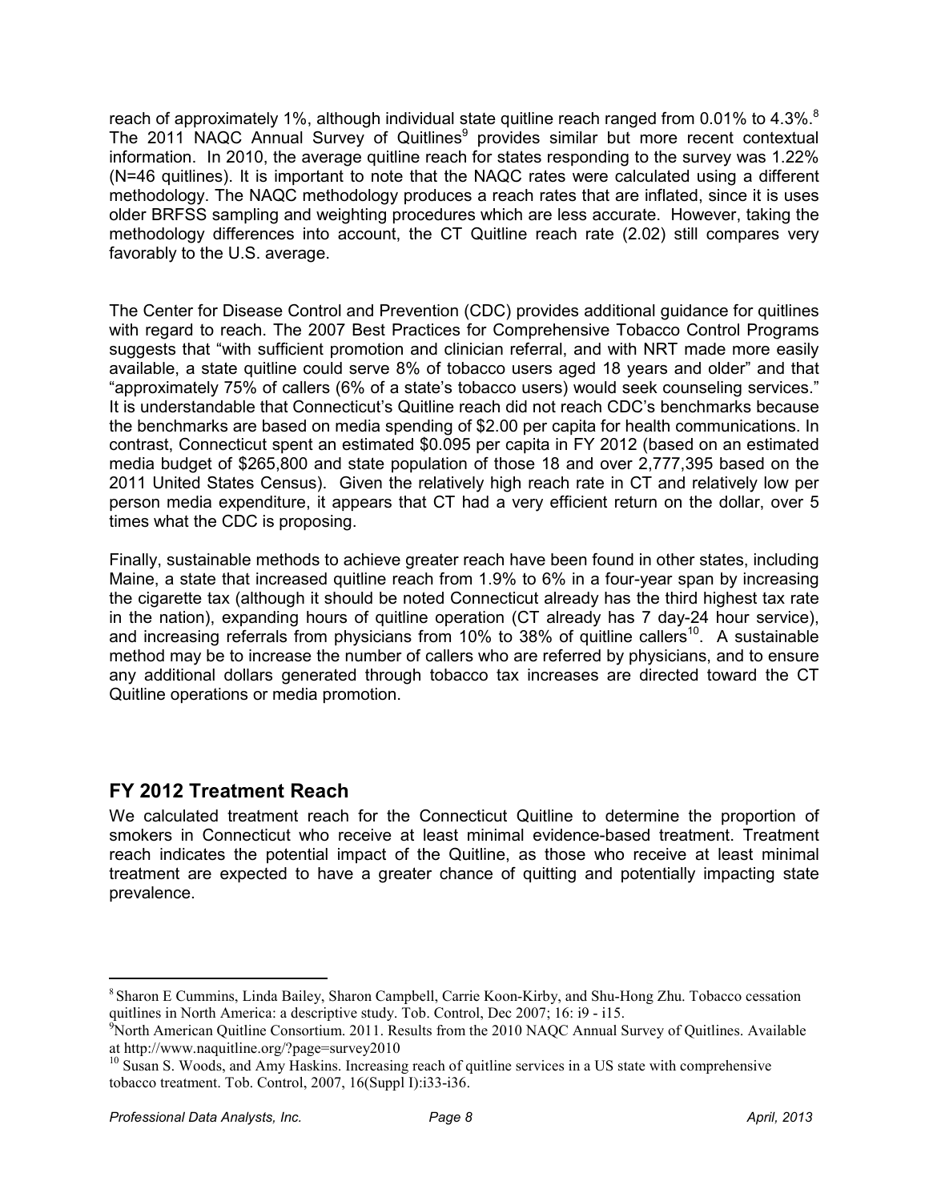reach of approximately 1%, although individual state quitline reach ranged from 0.01% to 4.3%.[8] The 2011 NAQC Annual Survey of Quitlines[9] provides similar but more recent contextual information. In 2010, the average quitline reach for states responding to the survey was 1.22% (N=46 quitlines). It is important to note that the NAQC rates were calculated using a different methodology. The NAQC methodology produces a reach rates that are inflated, since it is uses older BRFSS sampling and weighting procedures which are less accurate. However, taking the methodology differences into account, the CT Quitline reach rate (2.02) still compares very favorably to the U.S. average.

The Center for Disease Control and Prevention (CDC) provides additional guidance for quitlines with regard to reach. The 2007 Best Practices for Comprehensive Tobacco Control Programs suggests that "with sufficient promotion and clinician referral, and with NRT made more easily available, a state quitline could serve 8% of tobacco users aged 18 years and older" and that "approximately 75% of callers (6% of a state's tobacco users) would seek counseling services." It is understandable that Connecticut's Quitline reach did not reach CDC's benchmarks because the benchmarks are based on media spending of $2.00 per capita for health communications. In contrast, Connecticut spent an estimated $0.095 per capita in FY 2012 (based on an estimated media budget of $265,800 and state population of those 18 and over 2,777,395 based on the 2011 United States Census). Given the relatively high reach rate in CT and relatively low per person media expenditure, it appears that CT had a very efficient return on the dollar, over 5 times what the CDC is proposing.

Finally, sustainable methods to achieve greater reach have been found in other states, including Maine, a state that increased quitline reach from 1.9% to 6% in a four-year span by increasing the cigarette tax (although it should be noted Connecticut already has the third highest tax rate in the nation), expanding hours of quitline operation (CT already has 7 day-24 hour service), and increasing referrals from physicians from 10% to 38% of quitline callers[10]. A sustainable method may be to increase the number of callers who are referred by physicians, and to ensure any additional dollars generated through tobacco tax increases are directed toward the CT Quitline operations or media promotion.

## FY 2012 Treatment Reach

We calculated treatment reach for the Connecticut Quitline to determine the proportion of smokers in Connecticut who receive at least minimal evidence-based treatment. Treatment reach indicates the potential impact of the Quitline, as those who receive at least minimal treatment are expected to have a greater chance of quitting and potentially impacting state prevalence.

---

[8] Sharon E Cummins, Linda Bailey, Sharon Campbell, Carrie Koon-Kirby, and Shu-Hong Zhu. Tobacco cessation quitlines in North America: a descriptive study. Tob. Control, Dec 2007; 16: i9 - i15.

[9] North American Quitline Consortium. 2011. Results from the 2010 NAQC Annual Survey of Quitlines. Available at http://www.naquitline.org/?page=survey2010

[10] Susan S. Woods, and Amy Haskins. Increasing reach of quitline services in a US state with comprehensive tobacco treatment. Tob. Control, 2007, 16(Suppl I):i33-i36.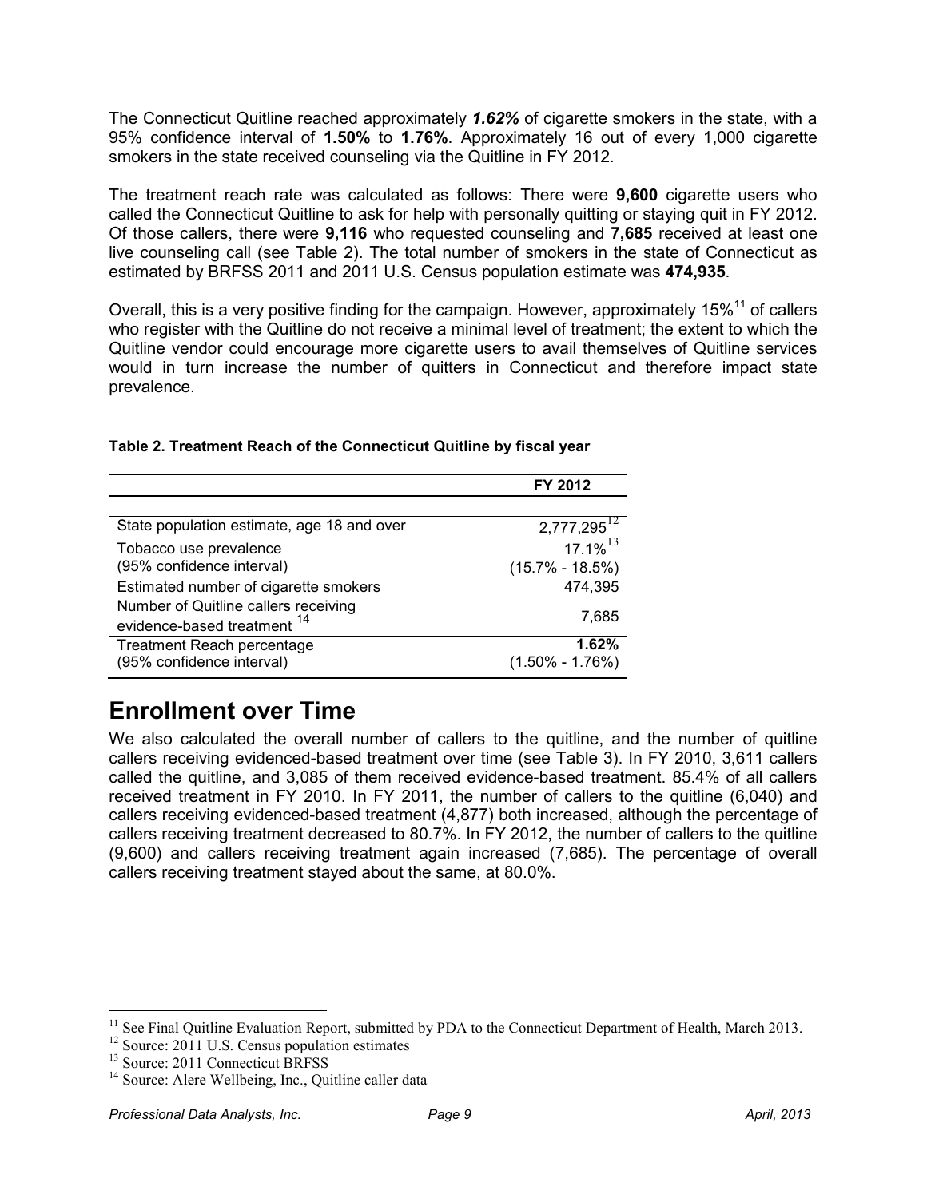The Connecticut Quitline reached approximately ***1.62%*** of cigarette smokers in the state, with a 95% confidence interval of **1.50%** to **1.76%**. Approximately 16 out of every 1,000 cigarette smokers in the state received counseling via the Quitline in FY 2012.

The treatment reach rate was calculated as follows: There were **9,600** cigarette users who called the Connecticut Quitline to ask for help with personally quitting or staying quit in FY 2012. Of those callers, there were **9,116** who requested counseling and **7,685** received at least one live counseling call (see Table 2). The total number of smokers in the state of Connecticut as estimated by BRFSS 2011 and 2011 U.S. Census population estimate was **474,935**.

Overall, this is a very positive finding for the campaign. However, approximately 15%[11] of callers who register with the Quitline do not receive a minimal level of treatment; the extent to which the Quitline vendor could encourage more cigarette users to avail themselves of Quitline services would in turn increase the number of quitters in Connecticut and therefore impact state prevalence.

**Table 2. Treatment Reach of the Connecticut Quitline by fiscal year**

| | FY 2012 |
|---|---|
| State population estimate, age 18 and over | 2,777,295[12] |
| Tobacco use prevalence (95% confidence interval) | 17.1%[13] (15.7% - 18.5%) |
| Estimated number of cigarette smokers | 474,395 |
| Number of Quitline callers receiving evidence-based treatment [14] | 7,685 |
| Treatment Reach percentage (95% confidence interval) | **1.62%** (1.50% - 1.76%) |

# Enrollment over Time

We also calculated the overall number of callers to the quitline, and the number of quitline callers receiving evidenced-based treatment over time (see Table 3). In FY 2010, 3,611 callers called the quitline, and 3,085 of them received evidence-based treatment. 85.4% of all callers received treatment in FY 2010. In FY 2011, the number of callers to the quitline (6,040) and callers receiving evidenced-based treatment (4,877) both increased, although the percentage of callers receiving treatment decreased to 80.7%. In FY 2012, the number of callers to the quitline (9,600) and callers receiving treatment again increased (7,685). The percentage of overall callers receiving treatment stayed about the same, at 80.0%.

[11] See Final Quitline Evaluation Report, submitted by PDA to the Connecticut Department of Health, March 2013.
[12] Source: 2011 U.S. Census population estimates
[13] Source: 2011 Connecticut BRFSS
[14] Source: Alere Wellbeing, Inc., Quitline caller data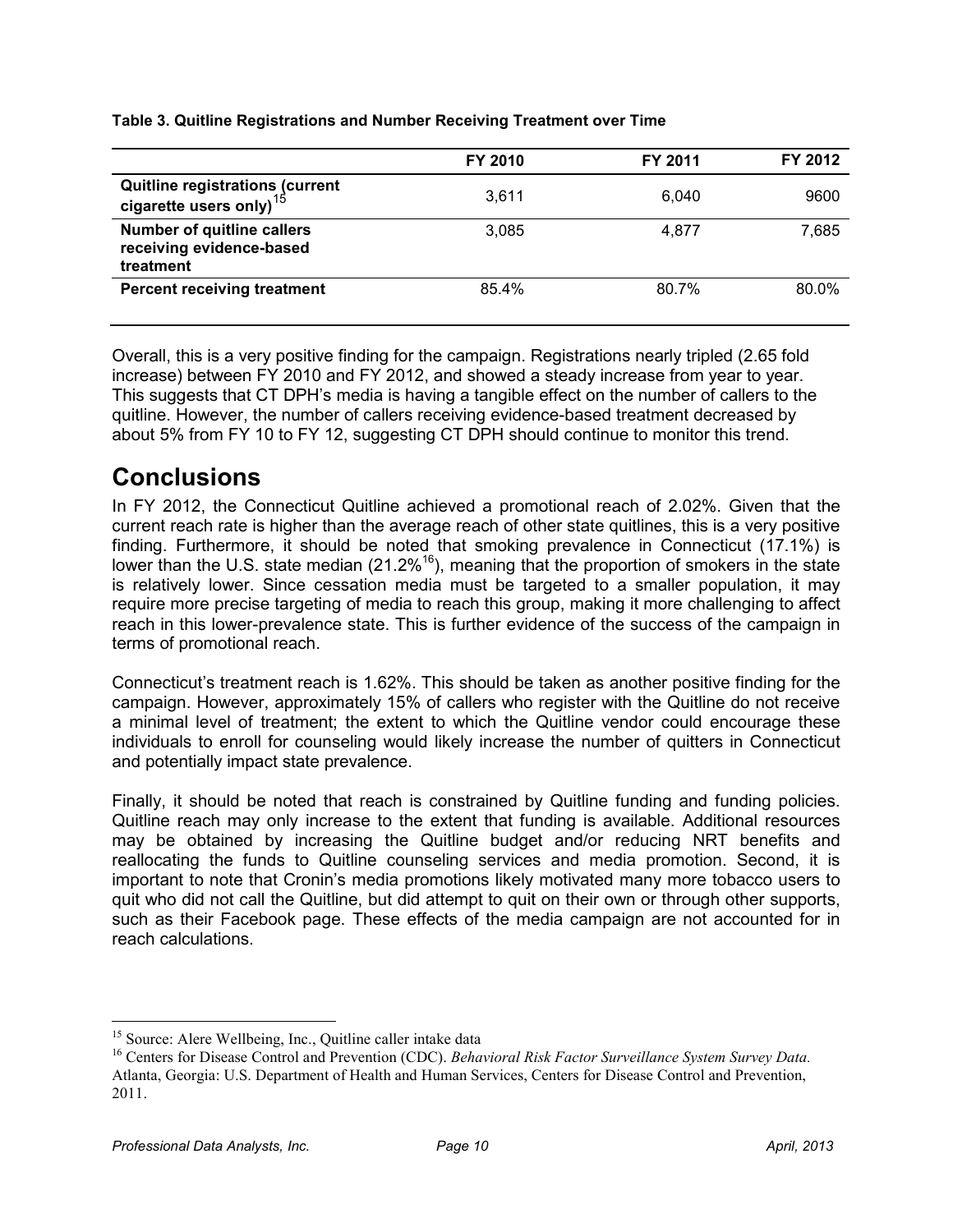**Table 3. Quitline Registrations and Number Receiving Treatment over Time**

| | FY 2010 | FY 2011 | FY 2012 |
|---|---|---|---|
| **Quitline registrations (current cigarette users only)**[15] | 3,611 | 6,040 | 9600 |
| **Number of quitline callers receiving evidence-based treatment** | 3,085 | 4,877 | 7,685 |
| **Percent receiving treatment** | 85.4% | 80.7% | 80.0% |

Overall, this is a very positive finding for the campaign. Registrations nearly tripled (2.65 fold increase) between FY 2010 and FY 2012, and showed a steady increase from year to year. This suggests that CT DPH's media is having a tangible effect on the number of callers to the quitline. However, the number of callers receiving evidence-based treatment decreased by about 5% from FY 10 to FY 12, suggesting CT DPH should continue to monitor this trend.

# Conclusions

In FY 2012, the Connecticut Quitline achieved a promotional reach of 2.02%. Given that the current reach rate is higher than the average reach of other state quitlines, this is a very positive finding. Furthermore, it should be noted that smoking prevalence in Connecticut (17.1%) is lower than the U.S. state median (21.2%[16]), meaning that the proportion of smokers in the state is relatively lower. Since cessation media must be targeted to a smaller population, it may require more precise targeting of media to reach this group, making it more challenging to affect reach in this lower-prevalence state. This is further evidence of the success of the campaign in terms of promotional reach.

Connecticut's treatment reach is 1.62%. This should be taken as another positive finding for the campaign. However, approximately 15% of callers who register with the Quitline do not receive a minimal level of treatment; the extent to which the Quitline vendor could encourage these individuals to enroll for counseling would likely increase the number of quitters in Connecticut and potentially impact state prevalence.

Finally, it should be noted that reach is constrained by Quitline funding and funding policies. Quitline reach may only increase to the extent that funding is available. Additional resources may be obtained by increasing the Quitline budget and/or reducing NRT benefits and reallocating the funds to Quitline counseling services and media promotion. Second, it is important to note that Cronin's media promotions likely motivated many more tobacco users to quit who did not call the Quitline, but did attempt to quit on their own or through other supports, such as their Facebook page. These effects of the media campaign are not accounted for in reach calculations.

---

[15] Source: Alere Wellbeing, Inc., Quitline caller intake data

[16] Centers for Disease Control and Prevention (CDC). *Behavioral Risk Factor Surveillance System Survey Data*. Atlanta, Georgia: U.S. Department of Health and Human Services, Centers for Disease Control and Prevention, 2011.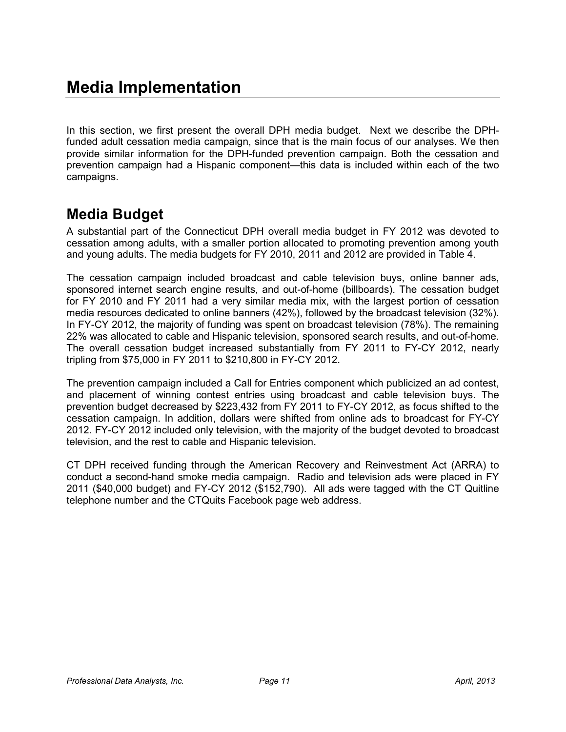# Media Implementation

In this section, we first present the overall DPH media budget. Next we describe the DPH-funded adult cessation media campaign, since that is the main focus of our analyses. We then provide similar information for the DPH-funded prevention campaign. Both the cessation and prevention campaign had a Hispanic component—this data is included within each of the two campaigns.

## Media Budget

A substantial part of the Connecticut DPH overall media budget in FY 2012 was devoted to cessation among adults, with a smaller portion allocated to promoting prevention among youth and young adults. The media budgets for FY 2010, 2011 and 2012 are provided in Table 4.

The cessation campaign included broadcast and cable television buys, online banner ads, sponsored internet search engine results, and out-of-home (billboards). The cessation budget for FY 2010 and FY 2011 had a very similar media mix, with the largest portion of cessation media resources dedicated to online banners (42%), followed by the broadcast television (32%). In FY-CY 2012, the majority of funding was spent on broadcast television (78%). The remaining 22% was allocated to cable and Hispanic television, sponsored search results, and out-of-home. The overall cessation budget increased substantially from FY 2011 to FY-CY 2012, nearly tripling from $75,000 in FY 2011 to $210,800 in FY-CY 2012.

The prevention campaign included a Call for Entries component which publicized an ad contest, and placement of winning contest entries using broadcast and cable television buys. The prevention budget decreased by $223,432 from FY 2011 to FY-CY 2012, as focus shifted to the cessation campaign. In addition, dollars were shifted from online ads to broadcast for FY-CY 2012. FY-CY 2012 included only television, with the majority of the budget devoted to broadcast television, and the rest to cable and Hispanic television.

CT DPH received funding through the American Recovery and Reinvestment Act (ARRA) to conduct a second-hand smoke media campaign. Radio and television ads were placed in FY 2011 ($40,000 budget) and FY-CY 2012 ($152,790). All ads were tagged with the CT Quitline telephone number and the CTQuits Facebook page web address.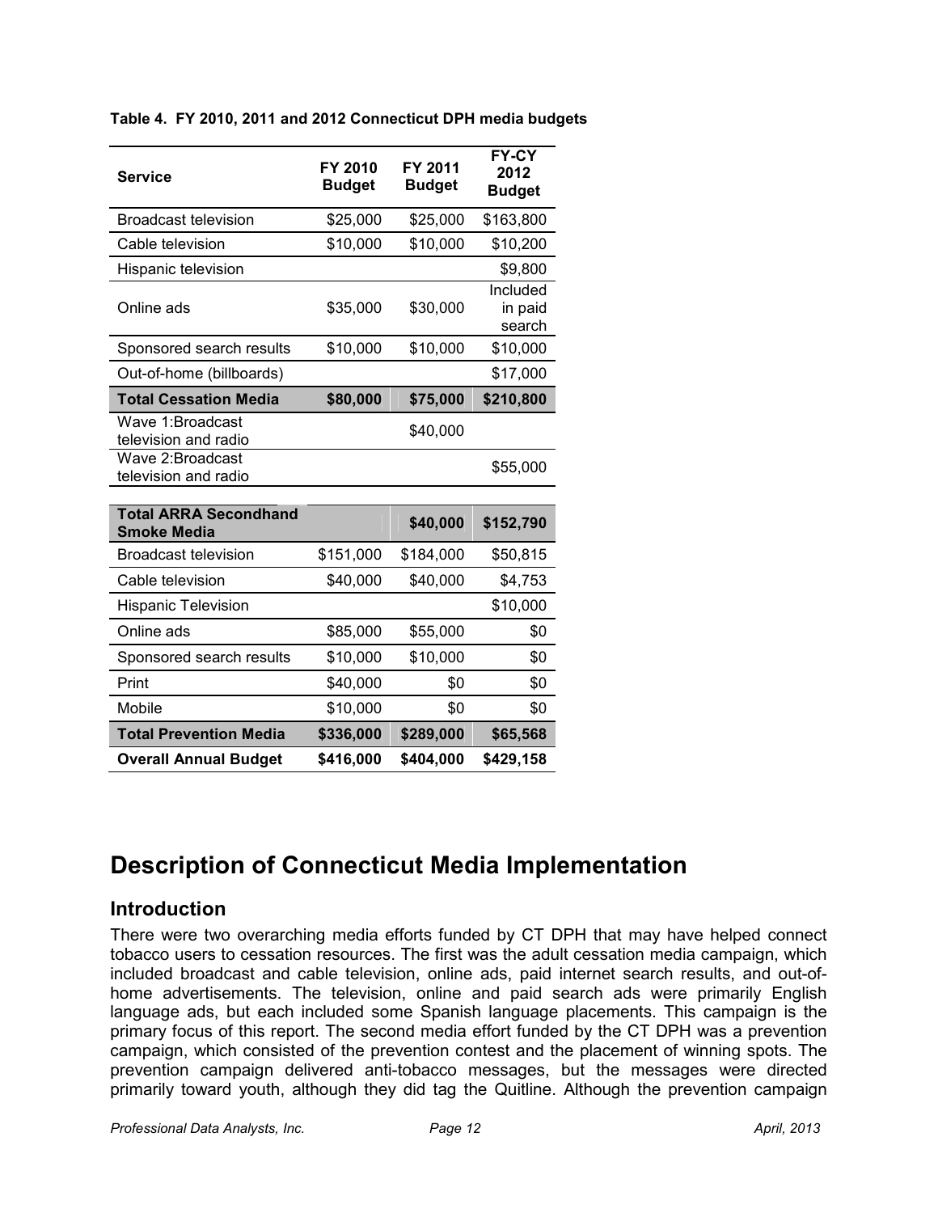**Table 4. FY 2010, 2011 and 2012 Connecticut DPH media budgets**

| Service | FY 2010 Budget | FY 2011 Budget | FY-CY 2012 Budget |
|---|---|---|---|
| Broadcast television | $25,000 | $25,000 | $163,800 |
| Cable television | $10,000 | $10,000 | $10,200 |
| Hispanic television | | | $9,800 |
| Online ads | $35,000 | $30,000 | Included in paid search |
| Sponsored search results | $10,000 | $10,000 | $10,000 |
| Out-of-home (billboards) | | | $17,000 |
| **Total Cessation Media** | **$80,000** | **$75,000** | **$210,800** |
| Wave 1:Broadcast television and radio | | $40,000 | |
| Wave 2:Broadcast television and radio | | | $55,000 |
| **Total ARRA Secondhand Smoke Media** | | **$40,000** | **$152,790** |
| Broadcast television | $151,000 | $184,000 | $50,815 |
| Cable television | $40,000 | $40,000 | $4,753 |
| Hispanic Television | | | $10,000 |
| Online ads | $85,000 | $55,000 | $0 |
| Sponsored search results | $10,000 | $10,000 | $0 |
| Print | $40,000 | $0 | $0 |
| Mobile | $10,000 | $0 | $0 |
| **Total Prevention Media** | **$336,000** | **$289,000** | **$65,568** |
| **Overall Annual Budget** | **$416,000** | **$404,000** | **$429,158** |

# Description of Connecticut Media Implementation

## Introduction

There were two overarching media efforts funded by CT DPH that may have helped connect tobacco users to cessation resources. The first was the adult cessation media campaign, which included broadcast and cable television, online ads, paid internet search results, and out-of-home advertisements. The television, online and paid search ads were primarily English language ads, but each included some Spanish language placements. This campaign is the primary focus of this report. The second media effort funded by the CT DPH was a prevention campaign, which consisted of the prevention contest and the placement of winning spots. The prevention campaign delivered anti-tobacco messages, but the messages were directed primarily toward youth, although they did tag the Quitline. Although the prevention campaign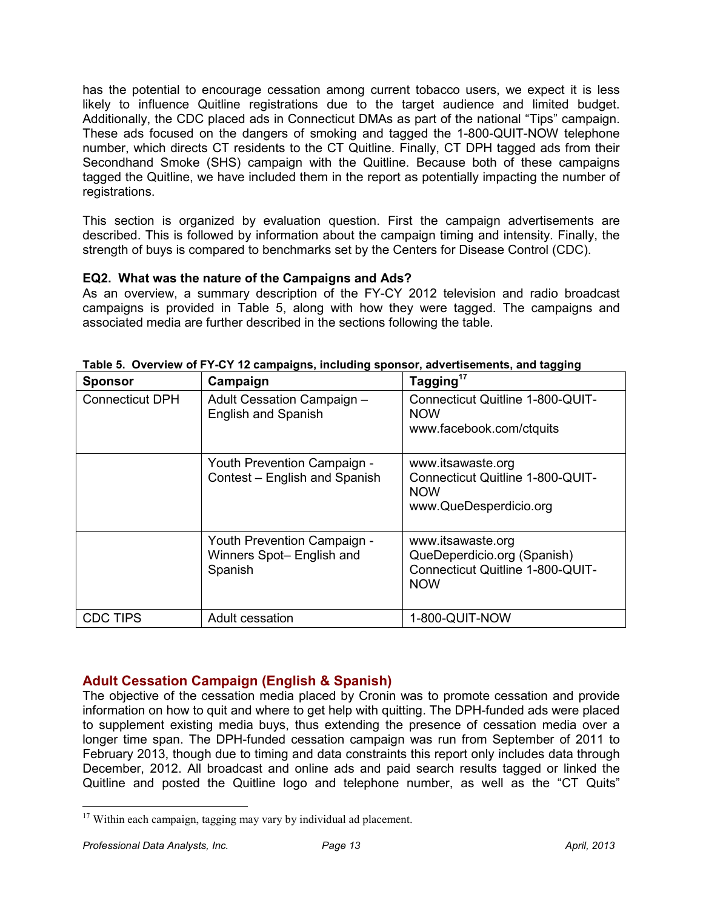has the potential to encourage cessation among current tobacco users, we expect it is less likely to influence Quitline registrations due to the target audience and limited budget. Additionally, the CDC placed ads in Connecticut DMAs as part of the national "Tips" campaign. These ads focused on the dangers of smoking and tagged the 1-800-QUIT-NOW telephone number, which directs CT residents to the CT Quitline. Finally, CT DPH tagged ads from their Secondhand Smoke (SHS) campaign with the Quitline. Because both of these campaigns tagged the Quitline, we have included them in the report as potentially impacting the number of registrations.

This section is organized by evaluation question. First the campaign advertisements are described. This is followed by information about the campaign timing and intensity. Finally, the strength of buys is compared to benchmarks set by the Centers for Disease Control (CDC).

**EQ2. What was the nature of the Campaigns and Ads?**

As an overview, a summary description of the FY-CY 2012 television and radio broadcast campaigns is provided in Table 5, along with how they were tagged. The campaigns and associated media are further described in the sections following the table.

**Table 5. Overview of FY-CY 12 campaigns, including sponsor, advertisements, and tagging**

| Sponsor | Campaign | Tagging[17] |
|---|---|---|
| Connecticut DPH | Adult Cessation Campaign – English and Spanish | Connecticut Quitline 1-800-QUIT-NOW<br>www.facebook.com/ctquits |
| | Youth Prevention Campaign - Contest – English and Spanish | www.itsawaste.org<br>Connecticut Quitline 1-800-QUIT-NOW<br>www.QueDesperdicio.org |
| | Youth Prevention Campaign - Winners Spot– English and Spanish | www.itsawaste.org<br>QueDeperdicio.org (Spanish)<br>Connecticut Quitline 1-800-QUIT-NOW |
| CDC TIPS | Adult cessation | 1-800-QUIT-NOW |

## Adult Cessation Campaign (English & Spanish)

The objective of the cessation media placed by Cronin was to promote cessation and provide information on how to quit and where to get help with quitting. The DPH-funded ads were placed to supplement existing media buys, thus extending the presence of cessation media over a longer time span. The DPH-funded cessation campaign was run from September of 2011 to February 2013, though due to timing and data constraints this report only includes data through December, 2012. All broadcast and online ads and paid search results tagged or linked the Quitline and posted the Quitline logo and telephone number, as well as the "CT Quits"

[17] Within each campaign, tagging may vary by individual ad placement.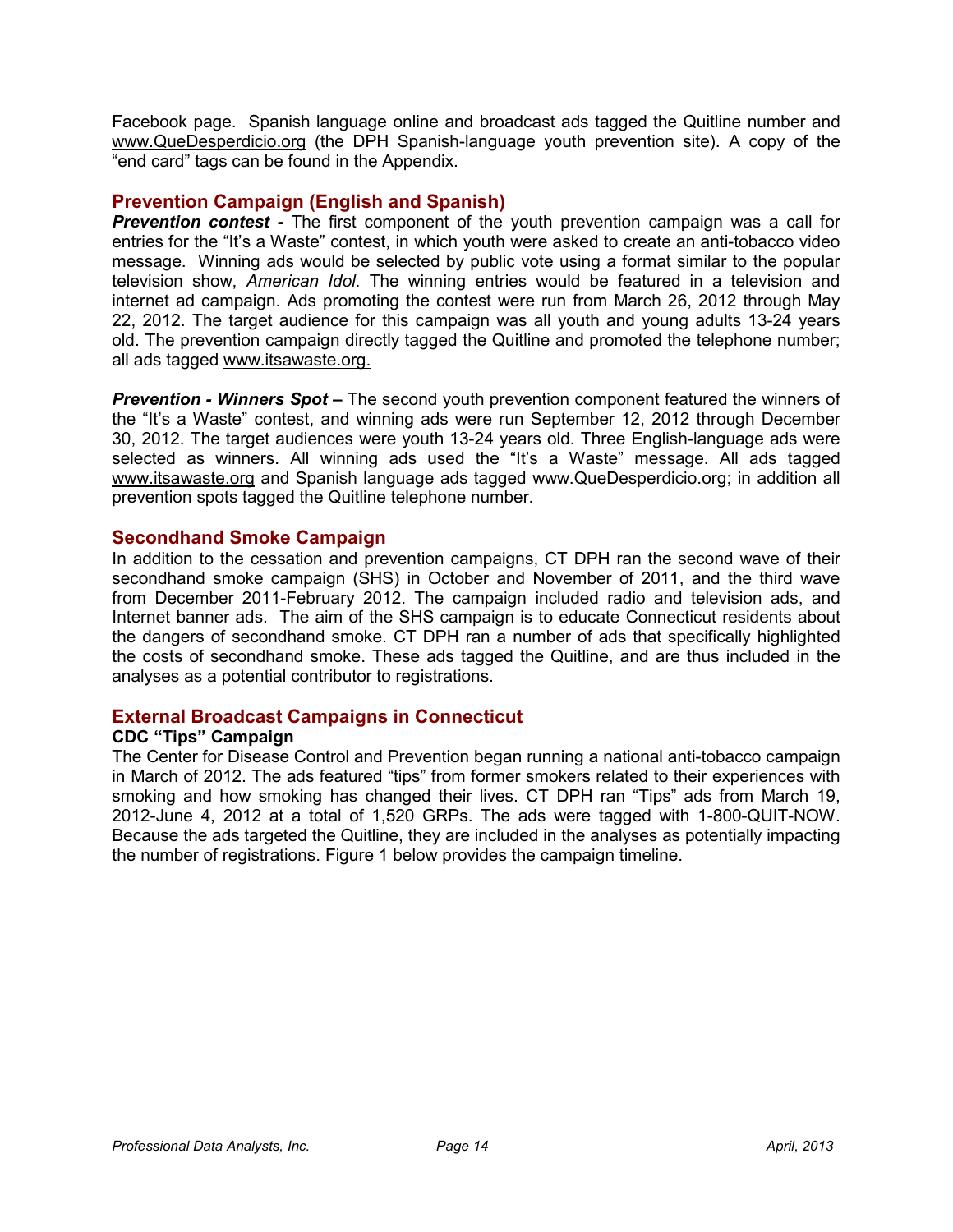Facebook page. Spanish language online and broadcast ads tagged the Quitline number and www.QueDesperdicio.org (the DPH Spanish-language youth prevention site). A copy of the "end card" tags can be found in the Appendix.

## Prevention Campaign (English and Spanish)

***Prevention contest -*** The first component of the youth prevention campaign was a call for entries for the "It's a Waste" contest, in which youth were asked to create an anti-tobacco video message. Winning ads would be selected by public vote using a format similar to the popular television show, *American Idol*. The winning entries would be featured in a television and internet ad campaign. Ads promoting the contest were run from March 26, 2012 through May 22, 2012. The target audience for this campaign was all youth and young adults 13-24 years old. The prevention campaign directly tagged the Quitline and promoted the telephone number; all ads tagged www.itsawaste.org.

***Prevention - Winners Spot*** **–** The second youth prevention component featured the winners of the "It's a Waste" contest, and winning ads were run September 12, 2012 through December 30, 2012. The target audiences were youth 13-24 years old. Three English-language ads were selected as winners. All winning ads used the "It's a Waste" message. All ads tagged www.itsawaste.org and Spanish language ads tagged www.QueDesperdicio.org; in addition all prevention spots tagged the Quitline telephone number.

## Secondhand Smoke Campaign

In addition to the cessation and prevention campaigns, CT DPH ran the second wave of their secondhand smoke campaign (SHS) in October and November of 2011, and the third wave from December 2011-February 2012. The campaign included radio and television ads, and Internet banner ads. The aim of the SHS campaign is to educate Connecticut residents about the dangers of secondhand smoke. CT DPH ran a number of ads that specifically highlighted the costs of secondhand smoke. These ads tagged the Quitline, and are thus included in the analyses as a potential contributor to registrations.

## External Broadcast Campaigns in Connecticut

### CDC "Tips" Campaign

The Center for Disease Control and Prevention began running a national anti-tobacco campaign in March of 2012. The ads featured "tips" from former smokers related to their experiences with smoking and how smoking has changed their lives. CT DPH ran "Tips" ads from March 19, 2012-June 4, 2012 at a total of 1,520 GRPs. The ads were tagged with 1-800-QUIT-NOW. Because the ads targeted the Quitline, they are included in the analyses as potentially impacting the number of registrations. Figure 1 below provides the campaign timeline.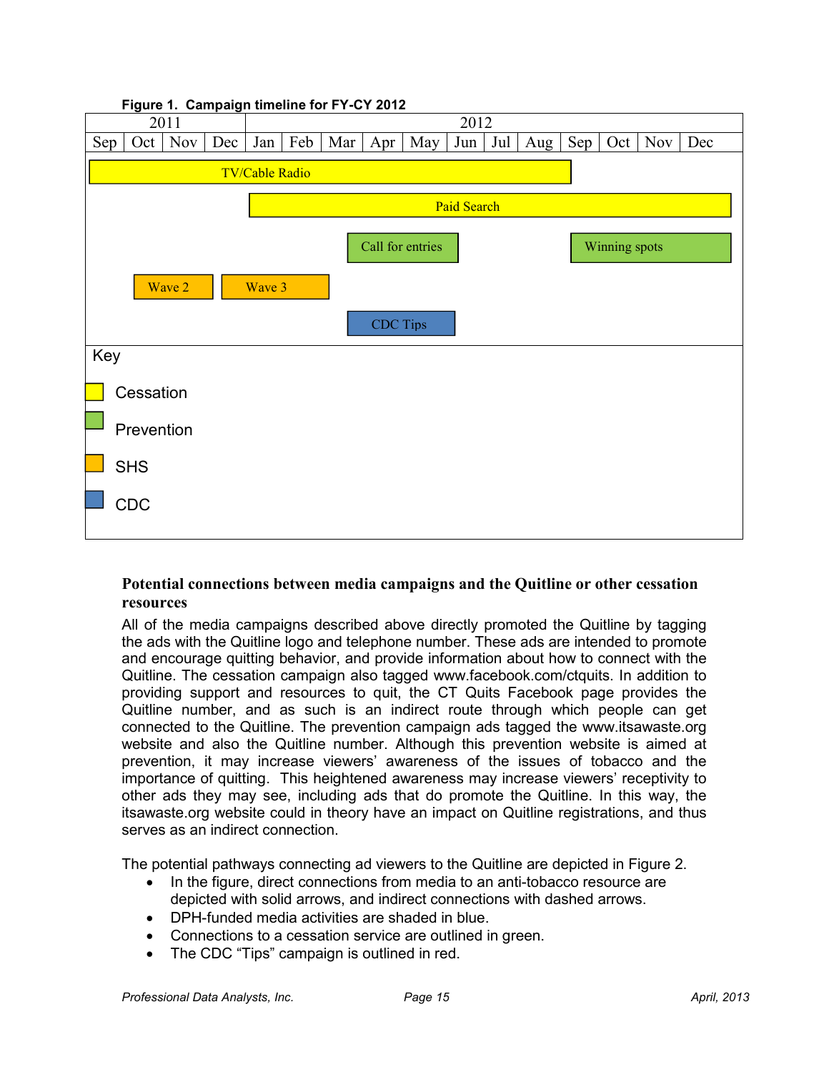**Figure 1. Campaign timeline for FY-CY 2012**

| 2011 | | | | 2012 | | | | | | | | | | | |
|---|---|---|---|---|---|---|---|---|---|---|---|---|---|---|---|
| Sep | Oct | Nov | Dec | Jan | Feb | Mar | Apr | May | Jun | Jul | Aug | Sep | Oct | Nov | Dec |

- TV/Cable Radio (Cessation): Sep 2011 – Aug 2012
- Paid Search (Cessation): Jan 2012 – Dec 2012
- Call for entries (Prevention): Mar 2012 – May 2012
- Winning spots (Prevention): Sep 2012 – Dec 2012
- Wave 2 (SHS): Oct 2011 – Nov 2011
- Wave 3 (SHS): Dec 2011 – Feb 2012
- CDC Tips (CDC): Mar 2012 – May 2012

Key

- Cessation
- Prevention
- SHS
- CDC

### Potential connections between media campaigns and the Quitline or other cessation resources

All of the media campaigns described above directly promoted the Quitline by tagging the ads with the Quitline logo and telephone number. These ads are intended to promote and encourage quitting behavior, and provide information about how to connect with the Quitline. The cessation campaign also tagged www.facebook.com/ctquits. In addition to providing support and resources to quit, the CT Quits Facebook page provides the Quitline number, and as such is an indirect route through which people can get connected to the Quitline. The prevention campaign ads tagged the www.itsawaste.org website and also the Quitline number. Although this prevention website is aimed at prevention, it may increase viewers' awareness of the issues of tobacco and the importance of quitting. This heightened awareness may increase viewers' receptivity to other ads they may see, including ads that do promote the Quitline. In this way, the itsawaste.org website could in theory have an impact on Quitline registrations, and thus serves as an indirect connection.

The potential pathways connecting ad viewers to the Quitline are depicted in Figure 2.

- In the figure, direct connections from media to an anti-tobacco resource are depicted with solid arrows, and indirect connections with dashed arrows.
- DPH-funded media activities are shaded in blue.
- Connections to a cessation service are outlined in green.
- The CDC "Tips" campaign is outlined in red.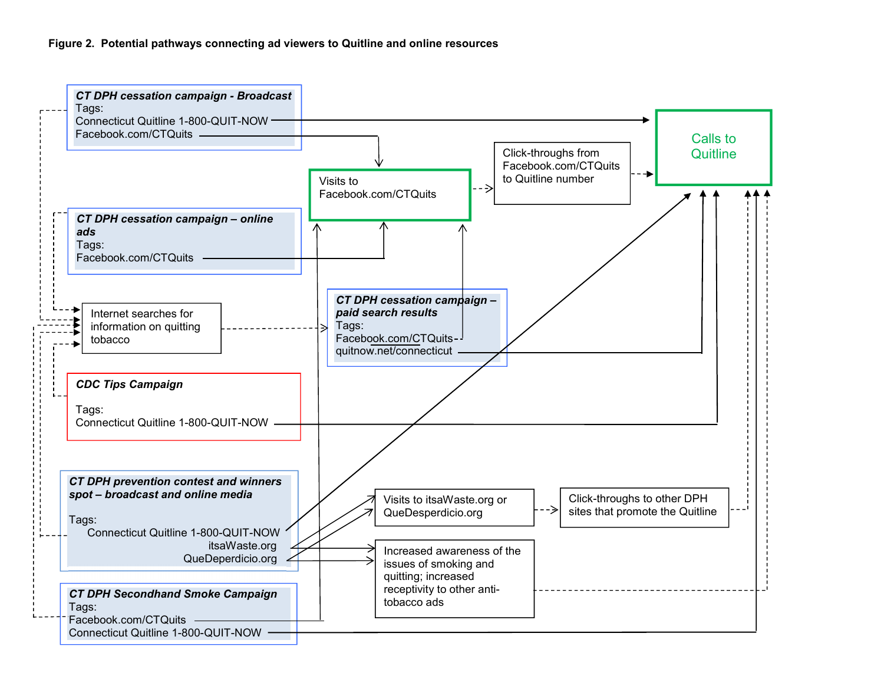**Figure 2. Potential pathways connecting ad viewers to Quitline and online resources**

**_CT DPH cessation campaign - Broadcast_**
Tags:
Connecticut Quitline 1-800-QUIT-NOW
Facebook.com/CTQuits

**_CT DPH cessation campaign – online ads_**
Tags:
Facebook.com/CTQuits

Internet searches for information on quitting tobacco

**_CDC Tips Campaign_**
Tags:
Connecticut Quitline 1-800-QUIT-NOW

**_CT DPH prevention contest and winners spot – broadcast and online media_**
Tags:
Connecticut Quitline 1-800-QUIT-NOW
itsaWaste.org
QueDeperdicio.org

**_CT DPH Secondhand Smoke Campaign_**
Tags:
Facebook.com/CTQuits
Connecticut Quitline 1-800-QUIT-NOW

Visits to Facebook.com/CTQuits

Click-throughs from Facebook.com/CTQuits to Quitline number

Calls to Quitline

**_CT DPH cessation campaign – paid search results_**
Tags:
Facebook.com/CTQuits
quitnow.net/connecticut

Visits to itsaWaste.org or QueDesperdicio.org

Click-throughs to other DPH sites that promote the Quitline

Increased awareness of the issues of smoking and quitting; increased receptivity to other anti-tobacco ads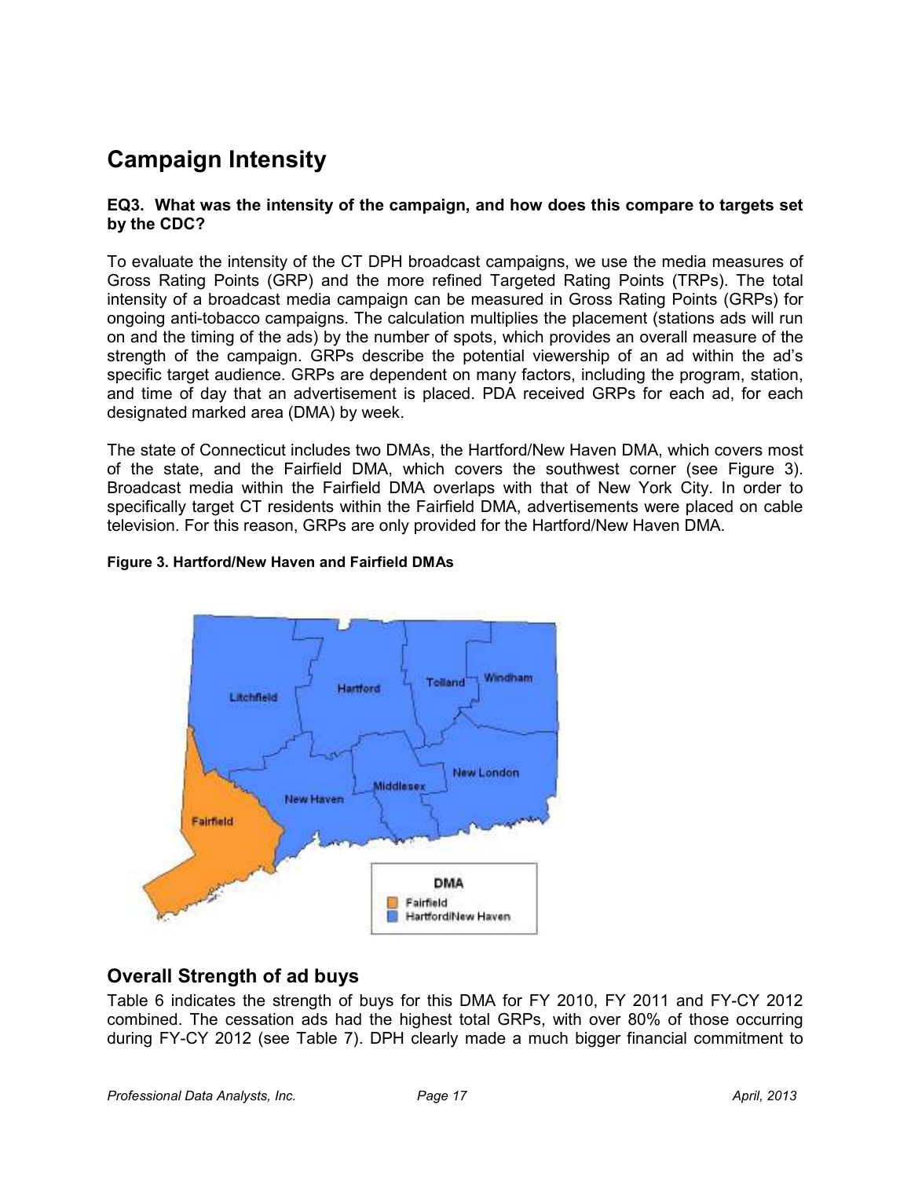# Campaign Intensity

**EQ3. What was the intensity of the campaign, and how does this compare to targets set by the CDC?**

To evaluate the intensity of the CT DPH broadcast campaigns, we use the media measures of Gross Rating Points (GRP) and the more refined Targeted Rating Points (TRPs). The total intensity of a broadcast media campaign can be measured in Gross Rating Points (GRPs) for ongoing anti-tobacco campaigns. The calculation multiplies the placement (stations ads will run on and the timing of the ads) by the number of spots, which provides an overall measure of the strength of the campaign. GRPs describe the potential viewership of an ad within the ad's specific target audience. GRPs are dependent on many factors, including the program, station, and time of day that an advertisement is placed. PDA received GRPs for each ad, for each designated marked area (DMA) by week.

The state of Connecticut includes two DMAs, the Hartford/New Haven DMA, which covers most of the state, and the Fairfield DMA, which covers the southwest corner (see Figure 3). Broadcast media within the Fairfield DMA overlaps with that of New York City. In order to specifically target CT residents within the Fairfield DMA, advertisements were placed on cable television. For this reason, GRPs are only provided for the Hartford/New Haven DMA.

**Figure 3. Hartford/New Haven and Fairfield DMAs**

## Overall Strength of ad buys

Table 6 indicates the strength of buys for this DMA for FY 2010, FY 2011 and FY-CY 2012 combined. The cessation ads had the highest total GRPs, with over 80% of those occurring during FY-CY 2012 (see Table 7). DPH clearly made a much bigger financial commitment to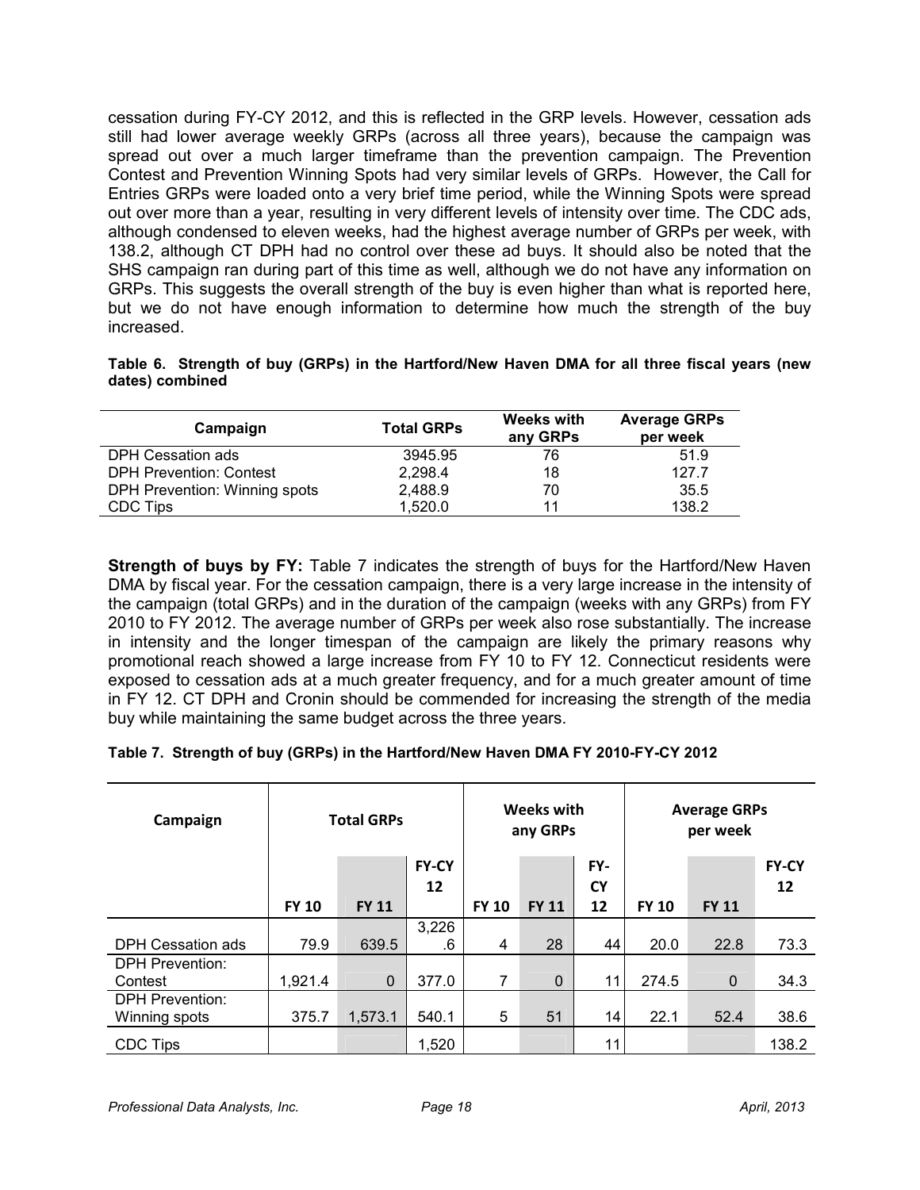cessation during FY-CY 2012, and this is reflected in the GRP levels. However, cessation ads still had lower average weekly GRPs (across all three years), because the campaign was spread out over a much larger timeframe than the prevention campaign. The Prevention Contest and Prevention Winning Spots had very similar levels of GRPs. However, the Call for Entries GRPs were loaded onto a very brief time period, while the Winning Spots were spread out over more than a year, resulting in very different levels of intensity over time. The CDC ads, although condensed to eleven weeks, had the highest average number of GRPs per week, with 138.2, although CT DPH had no control over these ad buys. It should also be noted that the SHS campaign ran during part of this time as well, although we do not have any information on GRPs. This suggests the overall strength of the buy is even higher than what is reported here, but we do not have enough information to determine how much the strength of the buy increased.

**Table 6. Strength of buy (GRPs) in the Hartford/New Haven DMA for all three fiscal years (new dates) combined**

| Campaign | Total GRPs | Weeks with any GRPs | Average GRPs per week |
|---|---|---|---|
| DPH Cessation ads | 3945.95 | 76 | 51.9 |
| DPH Prevention: Contest | 2,298.4 | 18 | 127.7 |
| DPH Prevention: Winning spots | 2,488.9 | 70 | 35.5 |
| CDC Tips | 1,520.0 | 11 | 138.2 |

**Strength of buys by FY:** Table 7 indicates the strength of buys for the Hartford/New Haven DMA by fiscal year. For the cessation campaign, there is a very large increase in the intensity of the campaign (total GRPs) and in the duration of the campaign (weeks with any GRPs) from FY 2010 to FY 2012. The average number of GRPs per week also rose substantially. The increase in intensity and the longer timespan of the campaign are likely the primary reasons why promotional reach showed a large increase from FY 10 to FY 12. Connecticut residents were exposed to cessation ads at a much greater frequency, and for a much greater amount of time in FY 12. CT DPH and Cronin should be commended for increasing the strength of the media buy while maintaining the same budget across the three years.

**Table 7. Strength of buy (GRPs) in the Hartford/New Haven DMA FY 2010-FY-CY 2012**

| Campaign | Total GRPs | | | Weeks with any GRPs | | | Average GRPs per week | | |
|---|---|---|---|---|---|---|---|---|---|
| | FY 10 | FY 11 | FY-CY 12 | FY 10 | FY 11 | FY-CY 12 | FY 10 | FY 11 | FY-CY 12 |
| DPH Cessation ads | 79.9 | 639.5 | 3,226.6 | 4 | 28 | 44 | 20.0 | 22.8 | 73.3 |
| DPH Prevention: Contest | 1,921.4 | 0 | 377.0 | 7 | 0 | 11 | 274.5 | 0 | 34.3 |
| DPH Prevention: Winning spots | 375.7 | 1,573.1 | 540.1 | 5 | 51 | 14 | 22.1 | 52.4 | 38.6 |
| CDC Tips | | | 1,520 | | | 11 | | | 138.2 |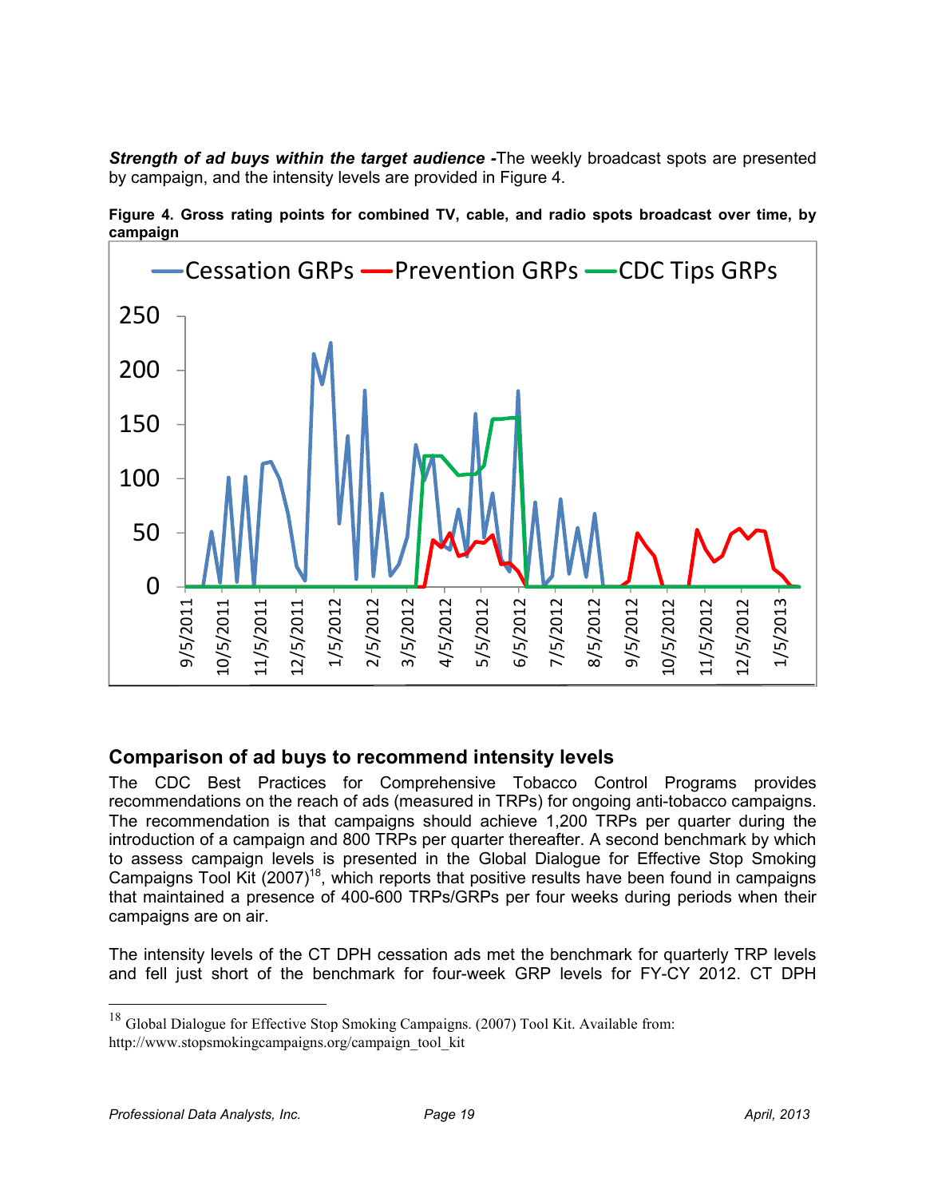***Strength of ad buys within the target audience*** **-**The weekly broadcast spots are presented by campaign, and the intensity levels are provided in Figure 4.

**Figure 4. Gross rating points for combined TV, cable, and radio spots broadcast over time, by campaign**

## Comparison of ad buys to recommend intensity levels

The CDC Best Practices for Comprehensive Tobacco Control Programs provides recommendations on the reach of ads (measured in TRPs) for ongoing anti-tobacco campaigns. The recommendation is that campaigns should achieve 1,200 TRPs per quarter during the introduction of a campaign and 800 TRPs per quarter thereafter. A second benchmark by which to assess campaign levels is presented in the Global Dialogue for Effective Stop Smoking Campaigns Tool Kit (2007)[18], which reports that positive results have been found in campaigns that maintained a presence of 400-600 TRPs/GRPs per four weeks during periods when their campaigns are on air.

The intensity levels of the CT DPH cessation ads met the benchmark for quarterly TRP levels and fell just short of the benchmark for four-week GRP levels for FY-CY 2012. CT DPH

[18] Global Dialogue for Effective Stop Smoking Campaigns. (2007) Tool Kit. Available from: http://www.stopsmokingcampaigns.org/campaign_tool_kit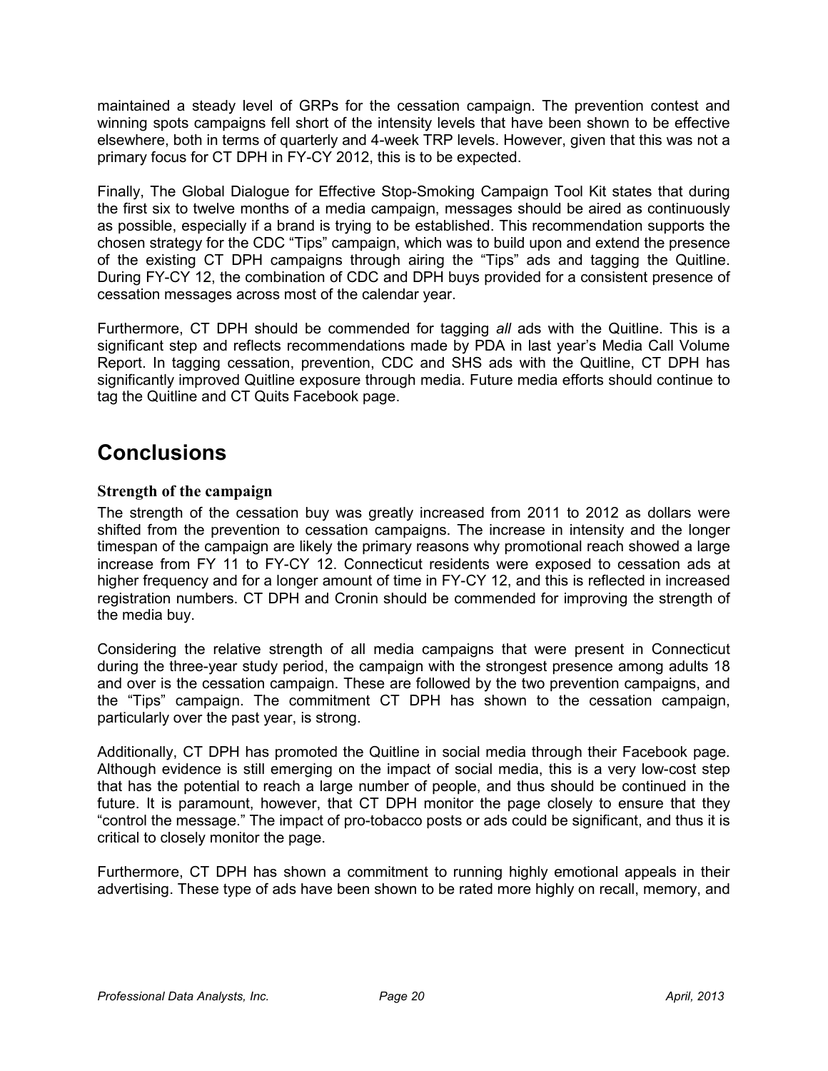maintained a steady level of GRPs for the cessation campaign. The prevention contest and winning spots campaigns fell short of the intensity levels that have been shown to be effective elsewhere, both in terms of quarterly and 4-week TRP levels. However, given that this was not a primary focus for CT DPH in FY-CY 2012, this is to be expected.

Finally, The Global Dialogue for Effective Stop-Smoking Campaign Tool Kit states that during the first six to twelve months of a media campaign, messages should be aired as continuously as possible, especially if a brand is trying to be established. This recommendation supports the chosen strategy for the CDC "Tips" campaign, which was to build upon and extend the presence of the existing CT DPH campaigns through airing the "Tips" ads and tagging the Quitline. During FY-CY 12, the combination of CDC and DPH buys provided for a consistent presence of cessation messages across most of the calendar year.

Furthermore, CT DPH should be commended for tagging *all* ads with the Quitline. This is a significant step and reflects recommendations made by PDA in last year's Media Call Volume Report. In tagging cessation, prevention, CDC and SHS ads with the Quitline, CT DPH has significantly improved Quitline exposure through media. Future media efforts should continue to tag the Quitline and CT Quits Facebook page.

# Conclusions

### Strength of the campaign

The strength of the cessation buy was greatly increased from 2011 to 2012 as dollars were shifted from the prevention to cessation campaigns. The increase in intensity and the longer timespan of the campaign are likely the primary reasons why promotional reach showed a large increase from FY 11 to FY-CY 12. Connecticut residents were exposed to cessation ads at higher frequency and for a longer amount of time in FY-CY 12, and this is reflected in increased registration numbers. CT DPH and Cronin should be commended for improving the strength of the media buy.

Considering the relative strength of all media campaigns that were present in Connecticut during the three-year study period, the campaign with the strongest presence among adults 18 and over is the cessation campaign. These are followed by the two prevention campaigns, and the "Tips" campaign. The commitment CT DPH has shown to the cessation campaign, particularly over the past year, is strong.

Additionally, CT DPH has promoted the Quitline in social media through their Facebook page. Although evidence is still emerging on the impact of social media, this is a very low-cost step that has the potential to reach a large number of people, and thus should be continued in the future. It is paramount, however, that CT DPH monitor the page closely to ensure that they "control the message." The impact of pro-tobacco posts or ads could be significant, and thus it is critical to closely monitor the page.

Furthermore, CT DPH has shown a commitment to running highly emotional appeals in their advertising. These type of ads have been shown to be rated more highly on recall, memory, and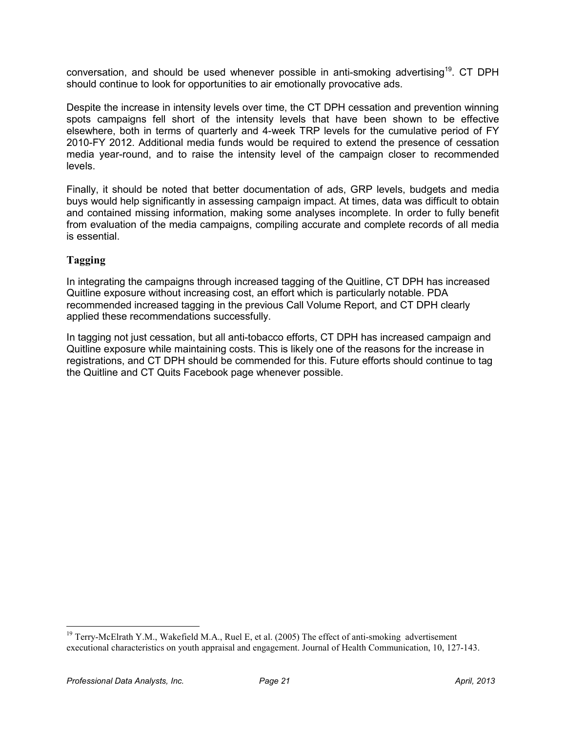conversation, and should be used whenever possible in anti-smoking advertising[19]. CT DPH should continue to look for opportunities to air emotionally provocative ads.

Despite the increase in intensity levels over time, the CT DPH cessation and prevention winning spots campaigns fell short of the intensity levels that have been shown to be effective elsewhere, both in terms of quarterly and 4-week TRP levels for the cumulative period of FY 2010-FY 2012. Additional media funds would be required to extend the presence of cessation media year-round, and to raise the intensity level of the campaign closer to recommended levels.

Finally, it should be noted that better documentation of ads, GRP levels, budgets and media buys would help significantly in assessing campaign impact. At times, data was difficult to obtain and contained missing information, making some analyses incomplete. In order to fully benefit from evaluation of the media campaigns, compiling accurate and complete records of all media is essential.

### Tagging

In integrating the campaigns through increased tagging of the Quitline, CT DPH has increased Quitline exposure without increasing cost, an effort which is particularly notable. PDA recommended increased tagging in the previous Call Volume Report, and CT DPH clearly applied these recommendations successfully.

In tagging not just cessation, but all anti-tobacco efforts, CT DPH has increased campaign and Quitline exposure while maintaining costs. This is likely one of the reasons for the increase in registrations, and CT DPH should be commended for this. Future efforts should continue to tag the Quitline and CT Quits Facebook page whenever possible.

[19] Terry-McElrath Y.M., Wakefield M.A., Ruel E, et al. (2005) The effect of anti-smoking advertisement executional characteristics on youth appraisal and engagement. Journal of Health Communication, 10, 127-143.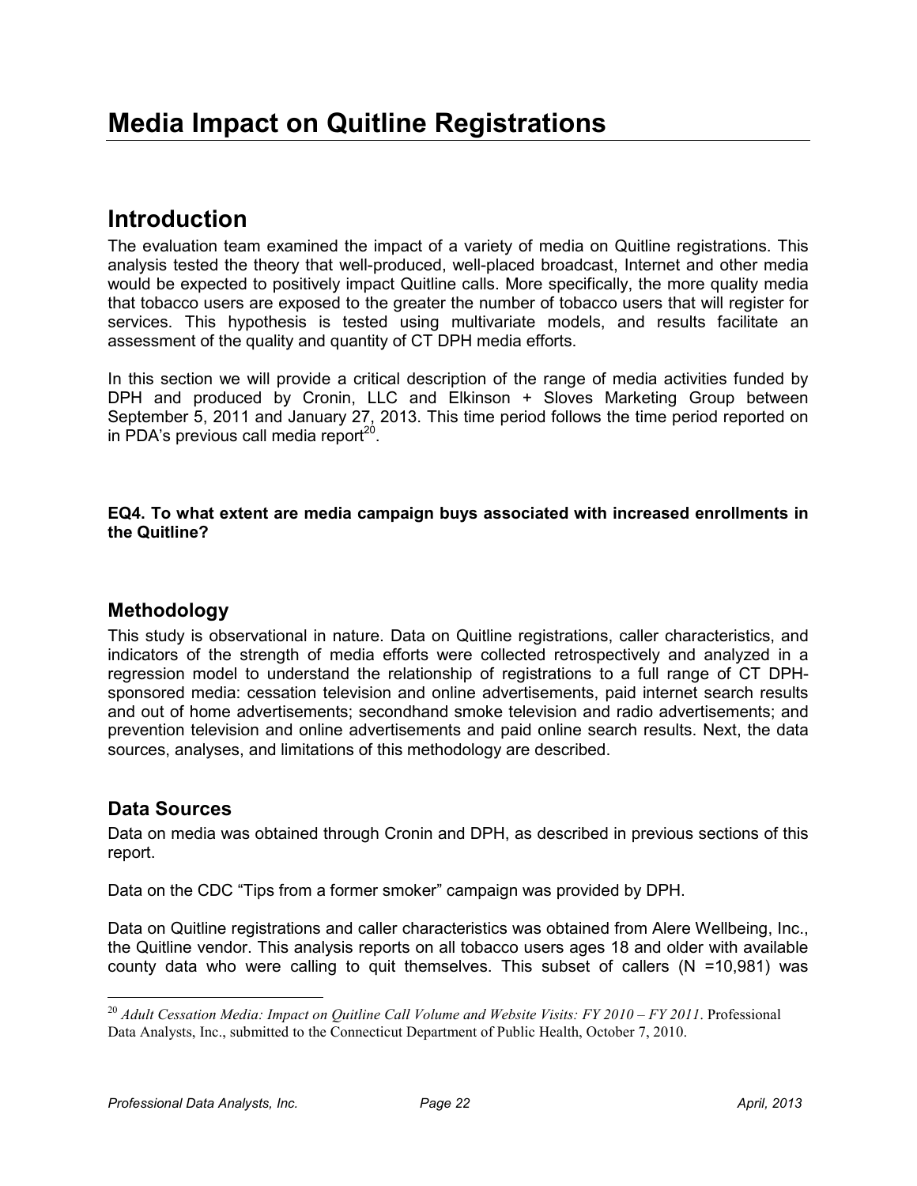# Media Impact on Quitline Registrations

## Introduction

The evaluation team examined the impact of a variety of media on Quitline registrations. This analysis tested the theory that well-produced, well-placed broadcast, Internet and other media would be expected to positively impact Quitline calls. More specifically, the more quality media that tobacco users are exposed to the greater the number of tobacco users that will register for services. This hypothesis is tested using multivariate models, and results facilitate an assessment of the quality and quantity of CT DPH media efforts.

In this section we will provide a critical description of the range of media activities funded by DPH and produced by Cronin, LLC and Elkinson + Sloves Marketing Group between September 5, 2011 and January 27, 2013. This time period follows the time period reported on in PDA's previous call media report[20].

**EQ4. To what extent are media campaign buys associated with increased enrollments in the Quitline?**

### Methodology

This study is observational in nature. Data on Quitline registrations, caller characteristics, and indicators of the strength of media efforts were collected retrospectively and analyzed in a regression model to understand the relationship of registrations to a full range of CT DPH-sponsored media: cessation television and online advertisements, paid internet search results and out of home advertisements; secondhand smoke television and radio advertisements; and prevention television and online advertisements and paid online search results. Next, the data sources, analyses, and limitations of this methodology are described.

### Data Sources

Data on media was obtained through Cronin and DPH, as described in previous sections of this report.

Data on the CDC "Tips from a former smoker" campaign was provided by DPH.

Data on Quitline registrations and caller characteristics was obtained from Alere Wellbeing, Inc., the Quitline vendor. This analysis reports on all tobacco users ages 18 and older with available county data who were calling to quit themselves. This subset of callers (N =10,981) was

---

[20] *Adult Cessation Media: Impact on Quitline Call Volume and Website Visits: FY 2010 – FY 2011*. Professional Data Analysts, Inc., submitted to the Connecticut Department of Public Health, October 7, 2010.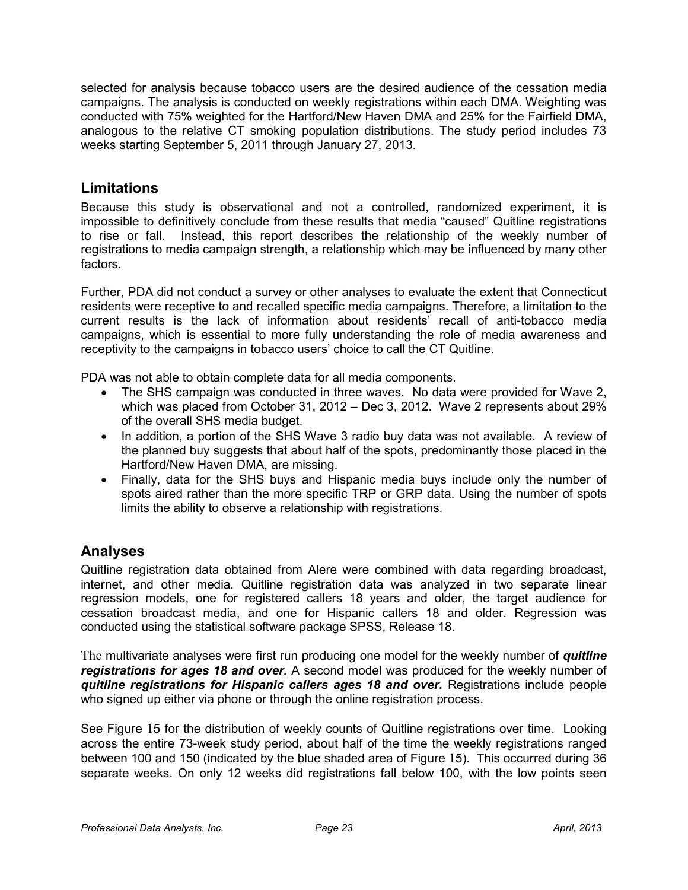selected for analysis because tobacco users are the desired audience of the cessation media campaigns. The analysis is conducted on weekly registrations within each DMA. Weighting was conducted with 75% weighted for the Hartford/New Haven DMA and 25% for the Fairfield DMA, analogous to the relative CT smoking population distributions. The study period includes 73 weeks starting September 5, 2011 through January 27, 2013.

## Limitations

Because this study is observational and not a controlled, randomized experiment, it is impossible to definitively conclude from these results that media "caused" Quitline registrations to rise or fall. Instead, this report describes the relationship of the weekly number of registrations to media campaign strength, a relationship which may be influenced by many other factors.

Further, PDA did not conduct a survey or other analyses to evaluate the extent that Connecticut residents were receptive to and recalled specific media campaigns. Therefore, a limitation to the current results is the lack of information about residents' recall of anti-tobacco media campaigns, which is essential to more fully understanding the role of media awareness and receptivity to the campaigns in tobacco users' choice to call the CT Quitline.

PDA was not able to obtain complete data for all media components.

- The SHS campaign was conducted in three waves. No data were provided for Wave 2, which was placed from October 31, 2012 – Dec 3, 2012. Wave 2 represents about 29% of the overall SHS media budget.
- In addition, a portion of the SHS Wave 3 radio buy data was not available. A review of the planned buy suggests that about half of the spots, predominantly those placed in the Hartford/New Haven DMA, are missing.
- Finally, data for the SHS buys and Hispanic media buys include only the number of spots aired rather than the more specific TRP or GRP data. Using the number of spots limits the ability to observe a relationship with registrations.

## Analyses

Quitline registration data obtained from Alere were combined with data regarding broadcast, internet, and other media. Quitline registration data was analyzed in two separate linear regression models, one for registered callers 18 years and older, the target audience for cessation broadcast media, and one for Hispanic callers 18 and older. Regression was conducted using the statistical software package SPSS, Release 18.

The multivariate analyses were first run producing one model for the weekly number of ***quitline registrations for ages 18 and over.*** A second model was produced for the weekly number of ***quitline registrations for Hispanic callers ages 18 and over.*** Registrations include people who signed up either via phone or through the online registration process.

See Figure 15 for the distribution of weekly counts of Quitline registrations over time. Looking across the entire 73-week study period, about half of the time the weekly registrations ranged between 100 and 150 (indicated by the blue shaded area of Figure 15). This occurred during 36 separate weeks. On only 12 weeks did registrations fall below 100, with the low points seen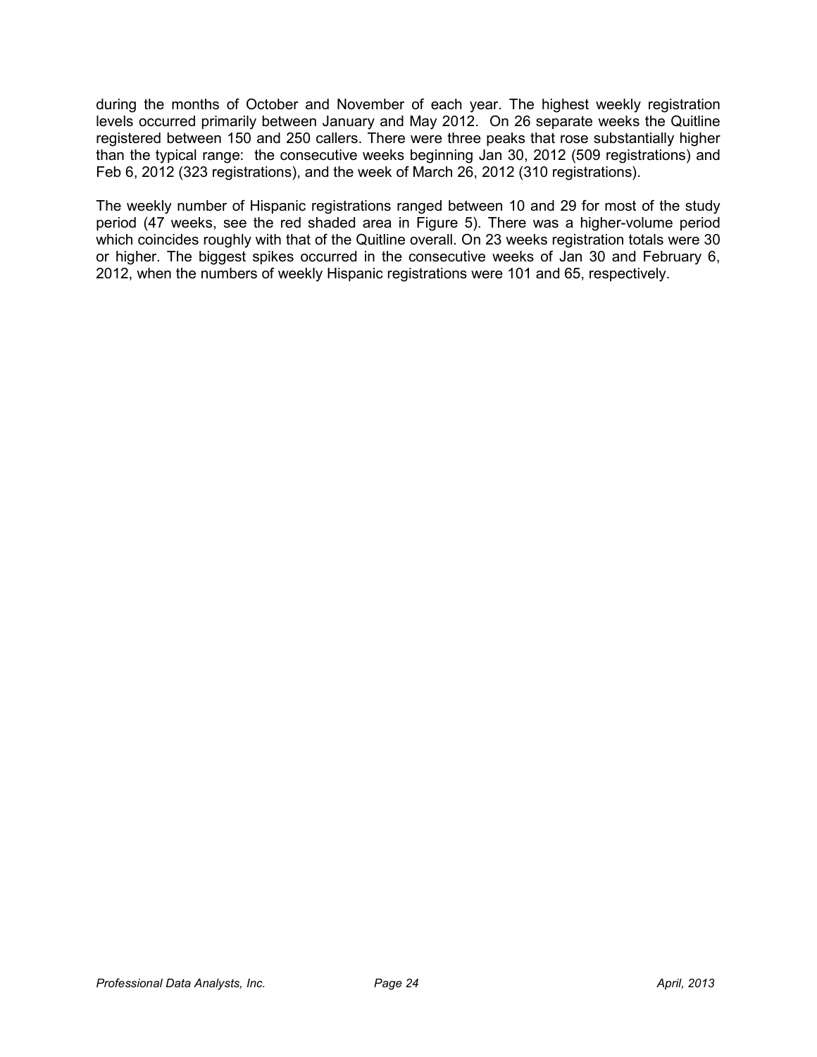during the months of October and November of each year. The highest weekly registration levels occurred primarily between January and May 2012. On 26 separate weeks the Quitline registered between 150 and 250 callers. There were three peaks that rose substantially higher than the typical range: the consecutive weeks beginning Jan 30, 2012 (509 registrations) and Feb 6, 2012 (323 registrations), and the week of March 26, 2012 (310 registrations).

The weekly number of Hispanic registrations ranged between 10 and 29 for most of the study period (47 weeks, see the red shaded area in Figure 5). There was a higher-volume period which coincides roughly with that of the Quitline overall. On 23 weeks registration totals were 30 or higher. The biggest spikes occurred in the consecutive weeks of Jan 30 and February 6, 2012, when the numbers of weekly Hispanic registrations were 101 and 65, respectively.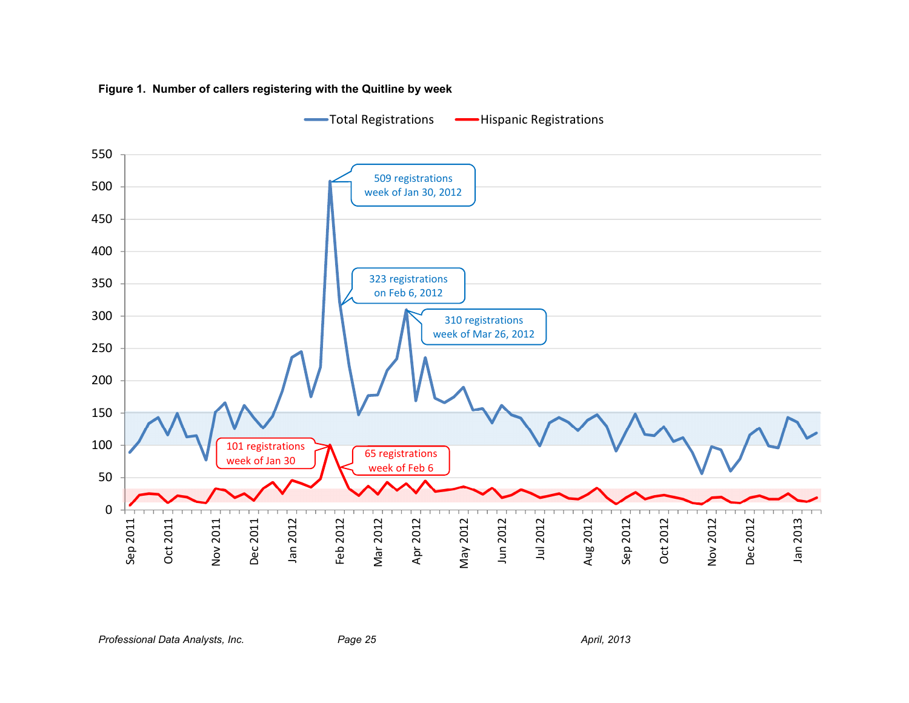**Figure 1. Number of callers registering with the Quitline by week**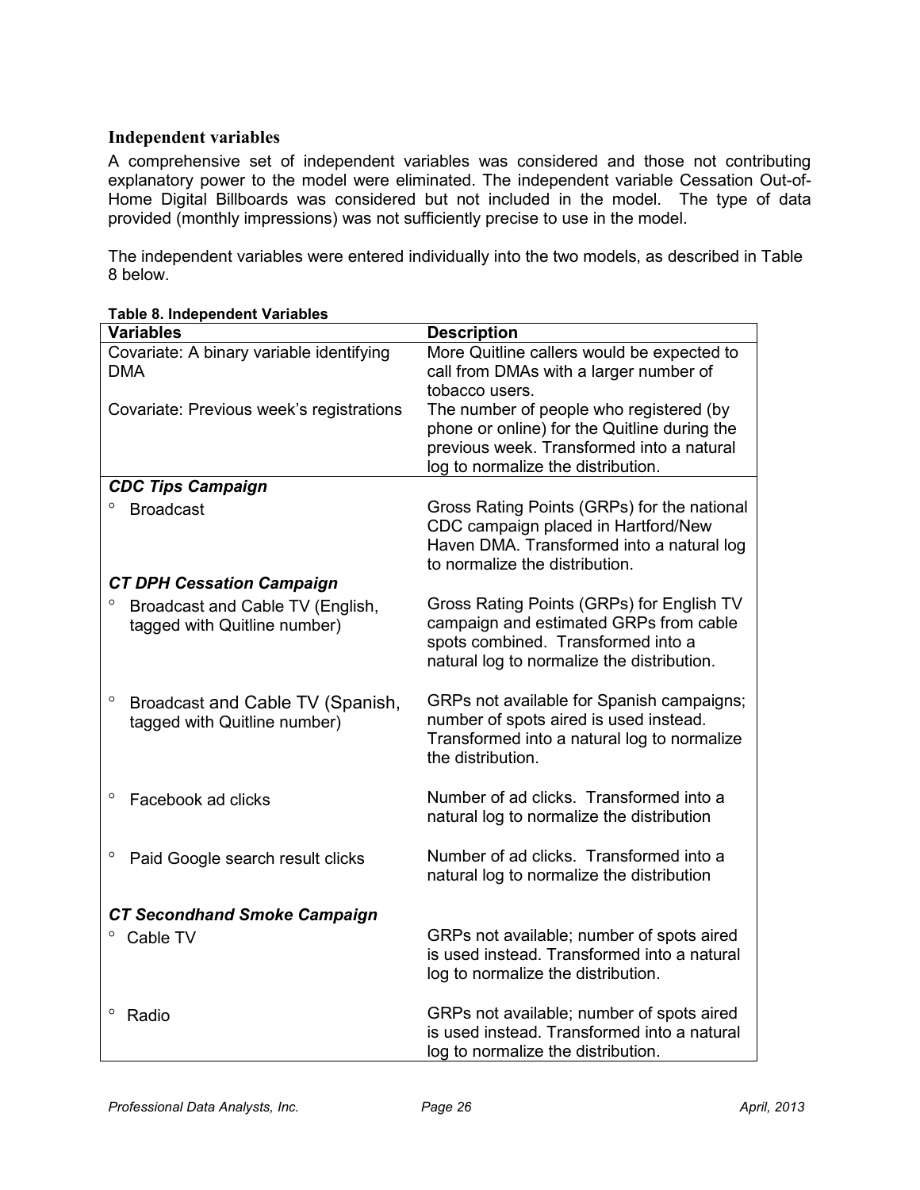### Independent variables

A comprehensive set of independent variables was considered and those not contributing explanatory power to the model were eliminated. The independent variable Cessation Out-of-Home Digital Billboards was considered but not included in the model. The type of data provided (monthly impressions) was not sufficiently precise to use in the model.

The independent variables were entered individually into the two models, as described in Table 8 below.

**Table 8. Independent Variables**

| Variables | Description |
|---|---|
| Covariate: A binary variable identifying DMA | More Quitline callers would be expected to call from DMAs with a larger number of tobacco users. |
| Covariate: Previous week's registrations | The number of people who registered (by phone or online) for the Quitline during the previous week. Transformed into a natural log to normalize the distribution. |
| ***CDC Tips Campaign*** | |
| ° Broadcast | Gross Rating Points (GRPs) for the national CDC campaign placed in Hartford/New Haven DMA. Transformed into a natural log to normalize the distribution. |
| ***CT DPH Cessation Campaign*** | |
| ° Broadcast and Cable TV (English, tagged with Quitline number) | Gross Rating Points (GRPs) for English TV campaign and estimated GRPs from cable spots combined. Transformed into a natural log to normalize the distribution. |
| ° Broadcast and Cable TV (Spanish, tagged with Quitline number) | GRPs not available for Spanish campaigns; number of spots aired is used instead. Transformed into a natural log to normalize the distribution. |
| ° Facebook ad clicks | Number of ad clicks. Transformed into a natural log to normalize the distribution |
| ° Paid Google search result clicks | Number of ad clicks. Transformed into a natural log to normalize the distribution |
| ***CT Secondhand Smoke Campaign*** | |
| ° Cable TV | GRPs not available; number of spots aired is used instead. Transformed into a natural log to normalize the distribution. |
| ° Radio | GRPs not available; number of spots aired is used instead. Transformed into a natural log to normalize the distribution. |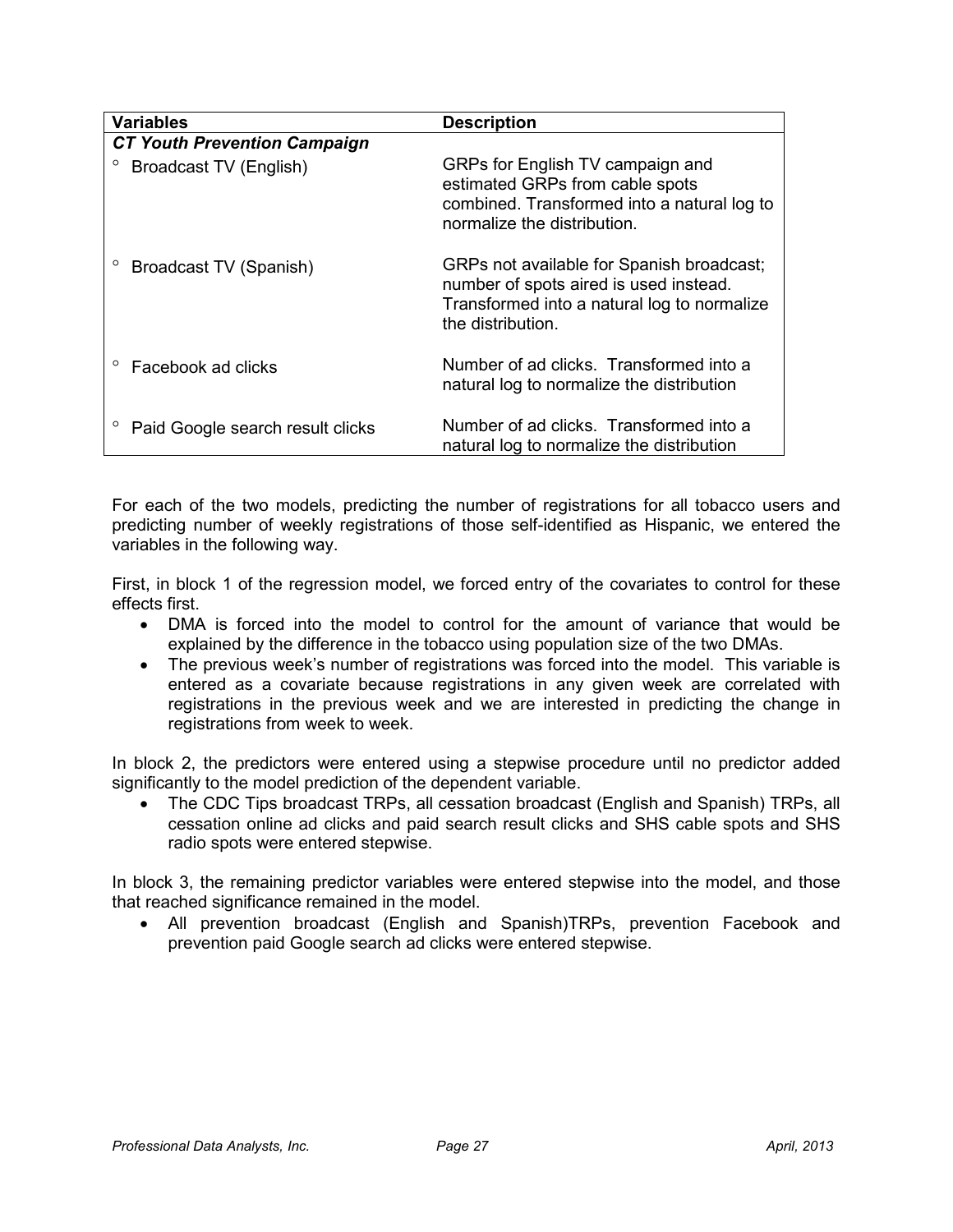| Variables | Description |
|---|---|
| ***CT Youth Prevention Campaign*** | |
| ° Broadcast TV (English) | GRPs for English TV campaign and estimated GRPs from cable spots combined. Transformed into a natural log to normalize the distribution. |
| ° Broadcast TV (Spanish) | GRPs not available for Spanish broadcast; number of spots aired is used instead. Transformed into a natural log to normalize the distribution. |
| ° Facebook ad clicks | Number of ad clicks. Transformed into a natural log to normalize the distribution |
| ° Paid Google search result clicks | Number of ad clicks. Transformed into a natural log to normalize the distribution |

For each of the two models, predicting the number of registrations for all tobacco users and predicting number of weekly registrations of those self-identified as Hispanic, we entered the variables in the following way.

First, in block 1 of the regression model, we forced entry of the covariates to control for these effects first.

- DMA is forced into the model to control for the amount of variance that would be explained by the difference in the tobacco using population size of the two DMAs.
- The previous week's number of registrations was forced into the model. This variable is entered as a covariate because registrations in any given week are correlated with registrations in the previous week and we are interested in predicting the change in registrations from week to week.

In block 2, the predictors were entered using a stepwise procedure until no predictor added significantly to the model prediction of the dependent variable.

- The CDC Tips broadcast TRPs, all cessation broadcast (English and Spanish) TRPs, all cessation online ad clicks and paid search result clicks and SHS cable spots and SHS radio spots were entered stepwise.

In block 3, the remaining predictor variables were entered stepwise into the model, and those that reached significance remained in the model.

- All prevention broadcast (English and Spanish)TRPs, prevention Facebook and prevention paid Google search ad clicks were entered stepwise.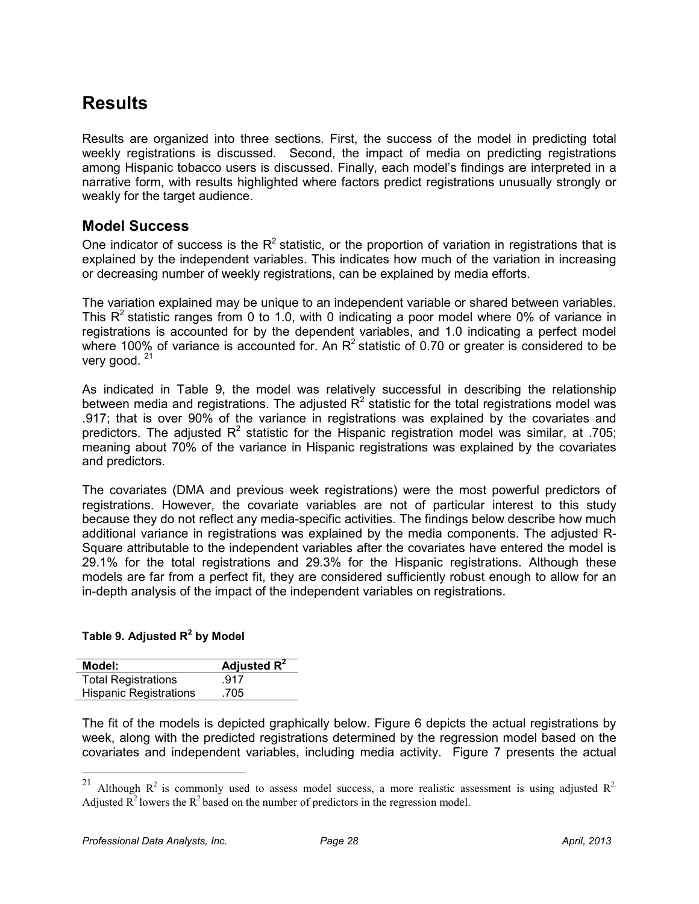# Results

Results are organized into three sections. First, the success of the model in predicting total weekly registrations is discussed. Second, the impact of media on predicting registrations among Hispanic tobacco users is discussed. Finally, each model's findings are interpreted in a narrative form, with results highlighted where factors predict registrations unusually strongly or weakly for the target audience.

## Model Success

One indicator of success is the $R^2$ statistic, or the proportion of variation in registrations that is explained by the independent variables. This indicates how much of the variation in increasing or decreasing number of weekly registrations, can be explained by media efforts.

The variation explained may be unique to an independent variable or shared between variables. This $R^2$ statistic ranges from 0 to 1.0, with 0 indicating a poor model where 0% of variance in registrations is accounted for by the dependent variables, and 1.0 indicating a perfect model where 100% of variance is accounted for. An $R^2$ statistic of 0.70 or greater is considered to be very good. [21]

As indicated in Table 9, the model was relatively successful in describing the relationship between media and registrations. The adjusted $R^2$ statistic for the total registrations model was .917; that is over 90% of the variance in registrations was explained by the covariates and predictors. The adjusted $R^2$ statistic for the Hispanic registration model was similar, at .705; meaning about 70% of the variance in Hispanic registrations was explained by the covariates and predictors.

The covariates (DMA and previous week registrations) were the most powerful predictors of registrations. However, the covariate variables are not of particular interest to this study because they do not reflect any media-specific activities. The findings below describe how much additional variance in registrations was explained by the media components. The adjusted R-Square attributable to the independent variables after the covariates have entered the model is 29.1% for the total registrations and 29.3% for the Hispanic registrations. Although these models are far from a perfect fit, they are considered sufficiently robust enough to allow for an in-depth analysis of the impact of the independent variables on registrations.

**Table 9. Adjusted $R^2$ by Model**

| Model: | Adjusted $R^2$ |
|---|---|
| Total Registrations | .917 |
| Hispanic Registrations | .705 |

The fit of the models is depicted graphically below. Figure 6 depicts the actual registrations by week, along with the predicted registrations determined by the regression model based on the covariates and independent variables, including media activity. Figure 7 presents the actual

[21] Although $R^2$ is commonly used to assess model success, a more realistic assessment is using adjusted $R^2$. Adjusted $R^2$ lowers the $R^2$ based on the number of predictors in the regression model.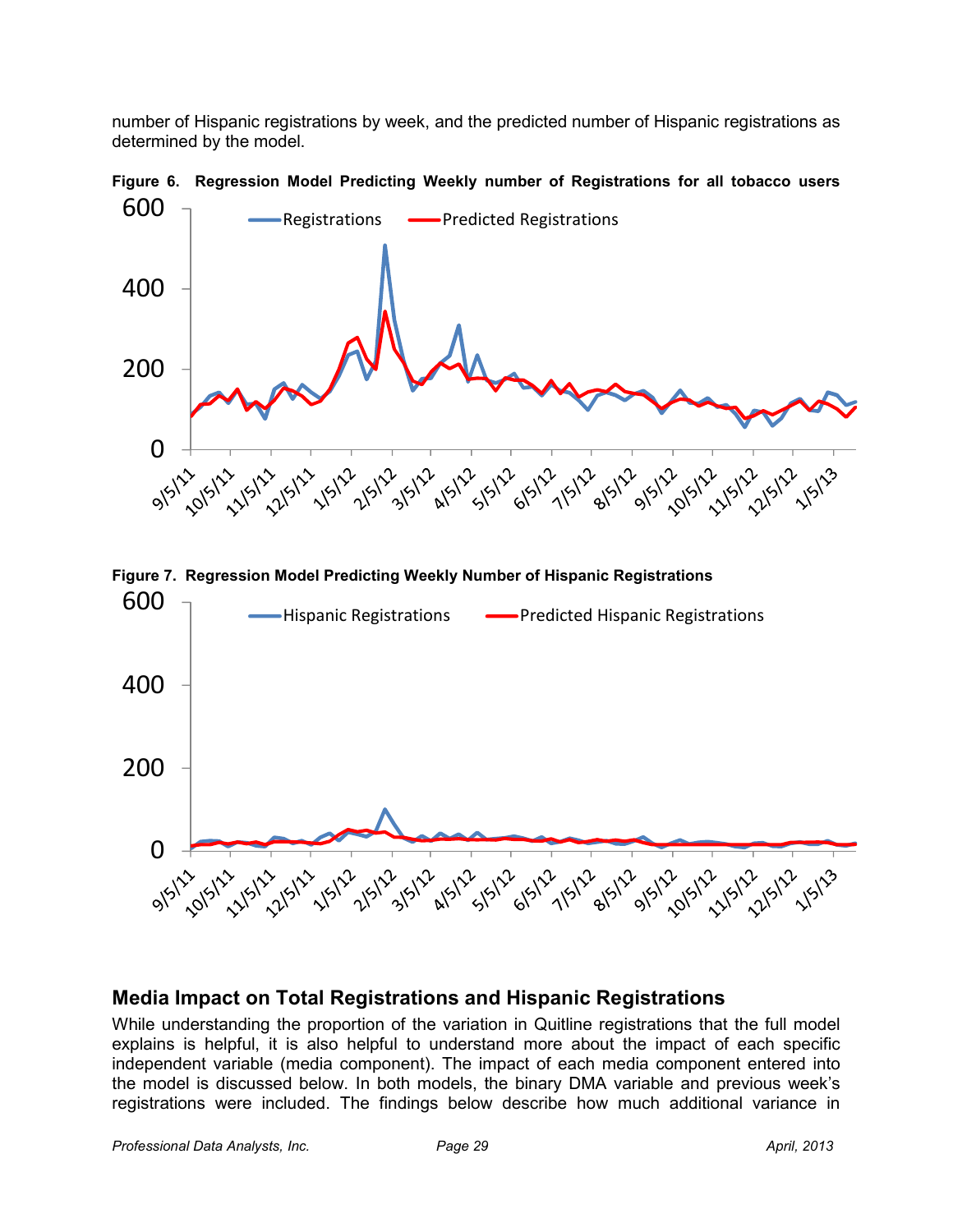number of Hispanic registrations by week, and the predicted number of Hispanic registrations as determined by the model.

**Figure 6. Regression Model Predicting Weekly number of Registrations for all tobacco users**

**Figure 7. Regression Model Predicting Weekly Number of Hispanic Registrations**

## Media Impact on Total Registrations and Hispanic Registrations

While understanding the proportion of the variation in Quitline registrations that the full model explains is helpful, it is also helpful to understand more about the impact of each specific independent variable (media component). The impact of each media component entered into the model is discussed below. In both models, the binary DMA variable and previous week's registrations were included. The findings below describe how much additional variance in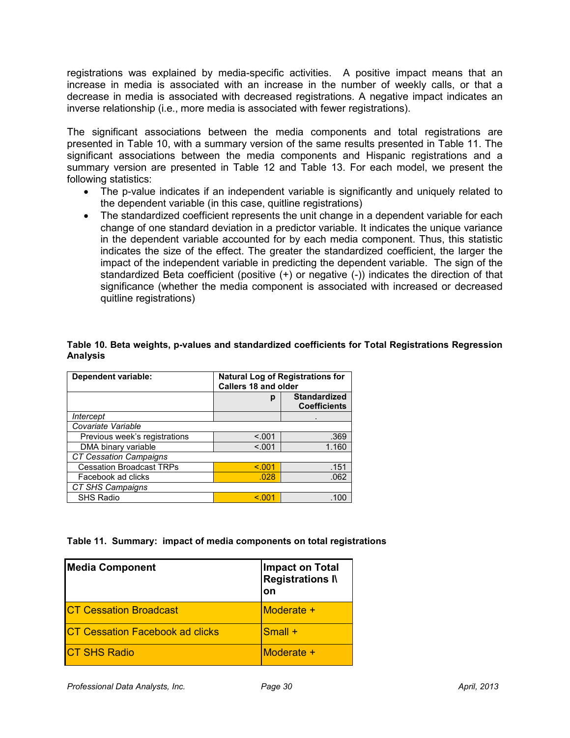registrations was explained by media-specific activities. A positive impact means that an increase in media is associated with an increase in the number of weekly calls, or that a decrease in media is associated with decreased registrations. A negative impact indicates an inverse relationship (i.e., more media is associated with fewer registrations).

The significant associations between the media components and total registrations are presented in Table 10, with a summary version of the same results presented in Table 11. The significant associations between the media components and Hispanic registrations and a summary version are presented in Table 12 and Table 13. For each model, we present the following statistics:

- The p-value indicates if an independent variable is significantly and uniquely related to the dependent variable (in this case, quitline registrations)
- The standardized coefficient represents the unit change in a dependent variable for each change of one standard deviation in a predictor variable. It indicates the unique variance in the dependent variable accounted for by each media component. Thus, this statistic indicates the size of the effect. The greater the standardized coefficient, the larger the impact of the independent variable in predicting the dependent variable. The sign of the standardized Beta coefficient (positive (+) or negative (-)) indicates the direction of that significance (whether the media component is associated with increased or decreased quitline registrations)

**Table 10. Beta weights, p-values and standardized coefficients for Total Registrations Regression Analysis**

| Dependent variable: | Natural Log of Registrations for Callers 18 and older | |
|---|---|---|
| | p | Standardized Coefficients |
| *Intercept* | | . |
| *Covariate Variable* | | |
| Previous week's registrations | <.001 | .369 |
| DMA binary variable | <.001 | 1.160 |
| *CT Cessation Campaigns* | | |
| Cessation Broadcast TRPs | <.001 | .151 |
| Facebook ad clicks | .028 | .062 |
| *CT SHS Campaigns* | | |
| SHS Radio | <.001 | .100 |

**Table 11. Summary: impact of media components on total registrations**

| Media Component | Impact on Total Registrations I\ on |
|---|---|
| CT Cessation Broadcast | Moderate + |
| CT Cessation Facebook ad clicks | Small + |
| CT SHS Radio | Moderate + |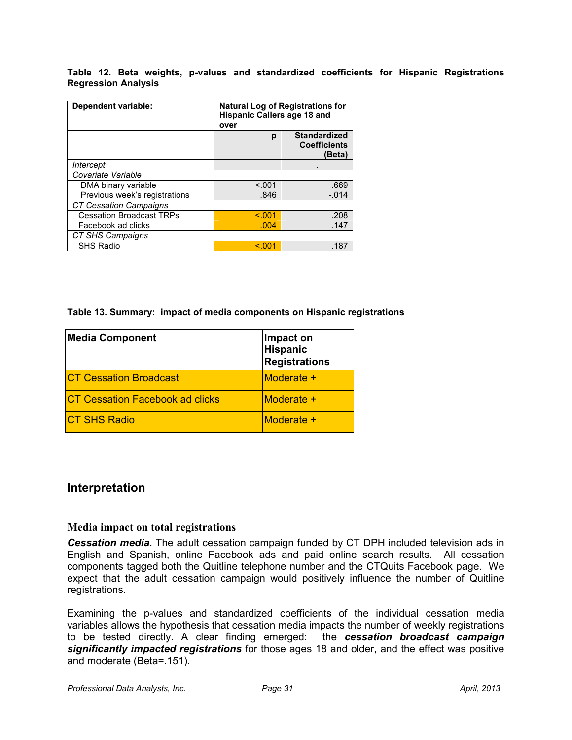**Table 12. Beta weights, p-values and standardized coefficients for Hispanic Registrations Regression Analysis**

| Dependent variable: | Natural Log of Registrations for Hispanic Callers age 18 and over | |
|---|---|---|
| | p | Standardized Coefficients (Beta) |
| *Intercept* | | . |
| *Covariate Variable* | | |
| DMA binary variable | <.001 | .669 |
| Previous week's registrations | .846 | -.014 |
| *CT Cessation Campaigns* | | |
| Cessation Broadcast TRPs | <.001 | .208 |
| Facebook ad clicks | .004 | .147 |
| *CT SHS Campaigns* | | |
| SHS Radio | <.001 | .187 |

**Table 13. Summary: impact of media components on Hispanic registrations**

| Media Component | Impact on Hispanic Registrations |
|---|---|
| CT Cessation Broadcast | Moderate + |
| CT Cessation Facebook ad clicks | Moderate + |
| CT SHS Radio | Moderate + |

## Interpretation

### Media impact on total registrations

***Cessation media.*** The adult cessation campaign funded by CT DPH included television ads in English and Spanish, online Facebook ads and paid online search results. All cessation components tagged both the Quitline telephone number and the CTQuits Facebook page. We expect that the adult cessation campaign would positively influence the number of Quitline registrations.

Examining the p-values and standardized coefficients of the individual cessation media variables allows the hypothesis that cessation media impacts the number of weekly registrations to be tested directly. A clear finding emerged: the ***cessation broadcast campaign significantly impacted registrations*** for those ages 18 and older, and the effect was positive and moderate (Beta=.151).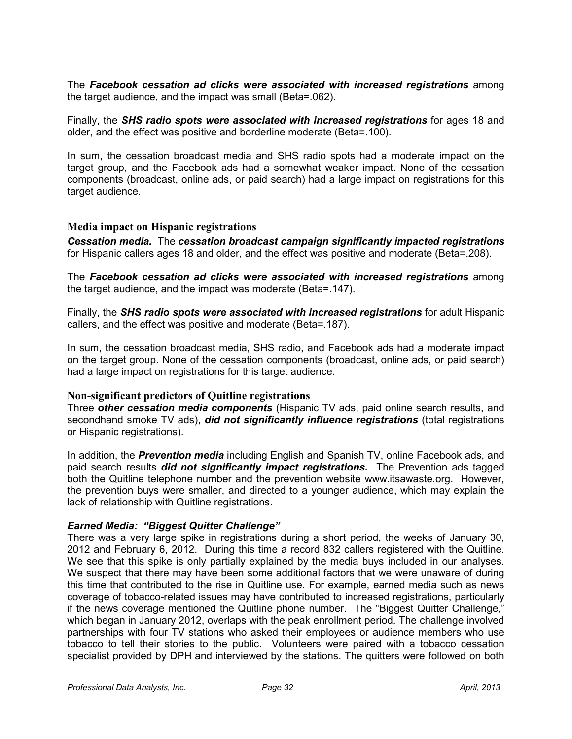The ***Facebook cessation ad clicks were associated with increased registrations*** among the target audience, and the impact was small (Beta=.062).

Finally, the ***SHS radio spots were associated with increased registrations*** for ages 18 and older, and the effect was positive and borderline moderate (Beta=.100).

In sum, the cessation broadcast media and SHS radio spots had a moderate impact on the target group, and the Facebook ads had a somewhat weaker impact. None of the cessation components (broadcast, online ads, or paid search) had a large impact on registrations for this target audience.

### Media impact on Hispanic registrations

***Cessation media.*** The ***cessation broadcast campaign significantly impacted registrations*** for Hispanic callers ages 18 and older, and the effect was positive and moderate (Beta=.208).

The ***Facebook cessation ad clicks were associated with increased registrations*** among the target audience, and the impact was moderate (Beta=.147).

Finally, the ***SHS radio spots were associated with increased registrations*** for adult Hispanic callers, and the effect was positive and moderate (Beta=.187).

In sum, the cessation broadcast media, SHS radio, and Facebook ads had a moderate impact on the target group. None of the cessation components (broadcast, online ads, or paid search) had a large impact on registrations for this target audience.

### Non-significant predictors of Quitline registrations

Three ***other cessation media components*** (Hispanic TV ads, paid online search results, and secondhand smoke TV ads), ***did not significantly influence registrations*** (total registrations or Hispanic registrations).

In addition, the ***Prevention media*** including English and Spanish TV, online Facebook ads, and paid search results ***did not significantly impact registrations.*** The Prevention ads tagged both the Quitline telephone number and the prevention website www.itsawaste.org. However, the prevention buys were smaller, and directed to a younger audience, which may explain the lack of relationship with Quitline registrations.

***Earned Media: "Biggest Quitter Challenge"***

There was a very large spike in registrations during a short period, the weeks of January 30, 2012 and February 6, 2012. During this time a record 832 callers registered with the Quitline. We see that this spike is only partially explained by the media buys included in our analyses. We suspect that there may have been some additional factors that we were unaware of during this time that contributed to the rise in Quitline use. For example, earned media such as news coverage of tobacco-related issues may have contributed to increased registrations, particularly if the news coverage mentioned the Quitline phone number. The "Biggest Quitter Challenge," which began in January 2012, overlaps with the peak enrollment period. The challenge involved partnerships with four TV stations who asked their employees or audience members who use tobacco to tell their stories to the public. Volunteers were paired with a tobacco cessation specialist provided by DPH and interviewed by the stations. The quitters were followed on both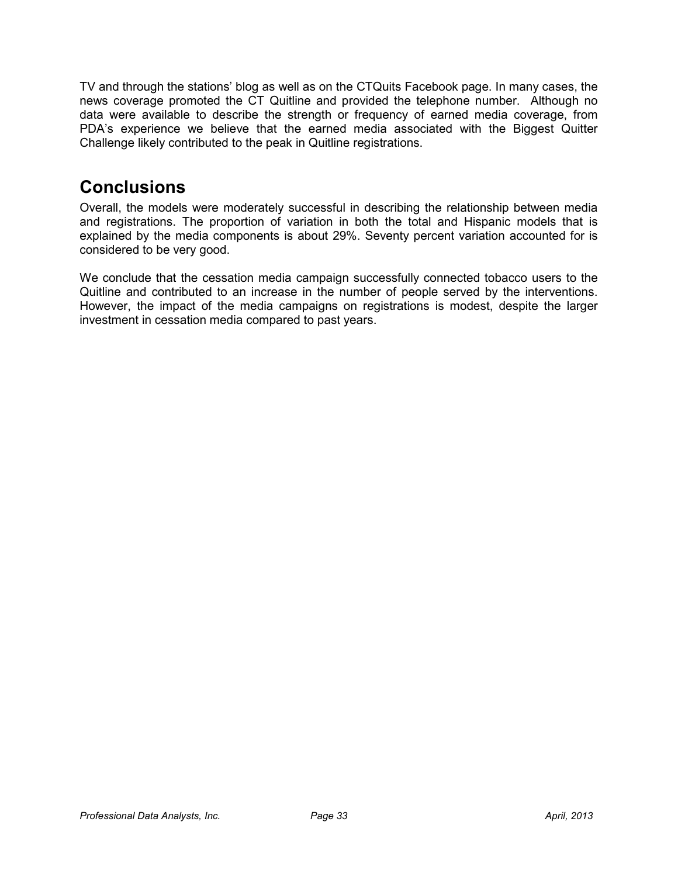TV and through the stations' blog as well as on the CTQuits Facebook page. In many cases, the news coverage promoted the CT Quitline and provided the telephone number. Although no data were available to describe the strength or frequency of earned media coverage, from PDA's experience we believe that the earned media associated with the Biggest Quitter Challenge likely contributed to the peak in Quitline registrations.

## Conclusions

Overall, the models were moderately successful in describing the relationship between media and registrations. The proportion of variation in both the total and Hispanic models that is explained by the media components is about 29%. Seventy percent variation accounted for is considered to be very good.

We conclude that the cessation media campaign successfully connected tobacco users to the Quitline and contributed to an increase in the number of people served by the interventions. However, the impact of the media campaigns on registrations is modest, despite the larger investment in cessation media compared to past years.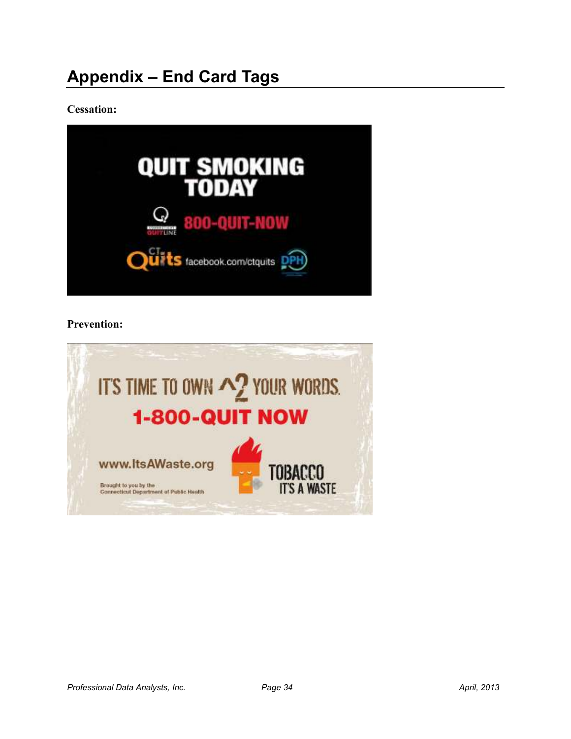# Appendix – End Card Tags

**Cessation:**

QUIT SMOKING TODAY

800-QUIT-NOW

CT Quits facebook.com/ctquits DPH

**Prevention:**

IT'S TIME TO OWN ^2 YOUR WORDS.

1-800-QUIT NOW

www.ItsAWaste.org

Brought to you by the Connecticut Department of Public Health

TOBACCO IT'S A WASTE